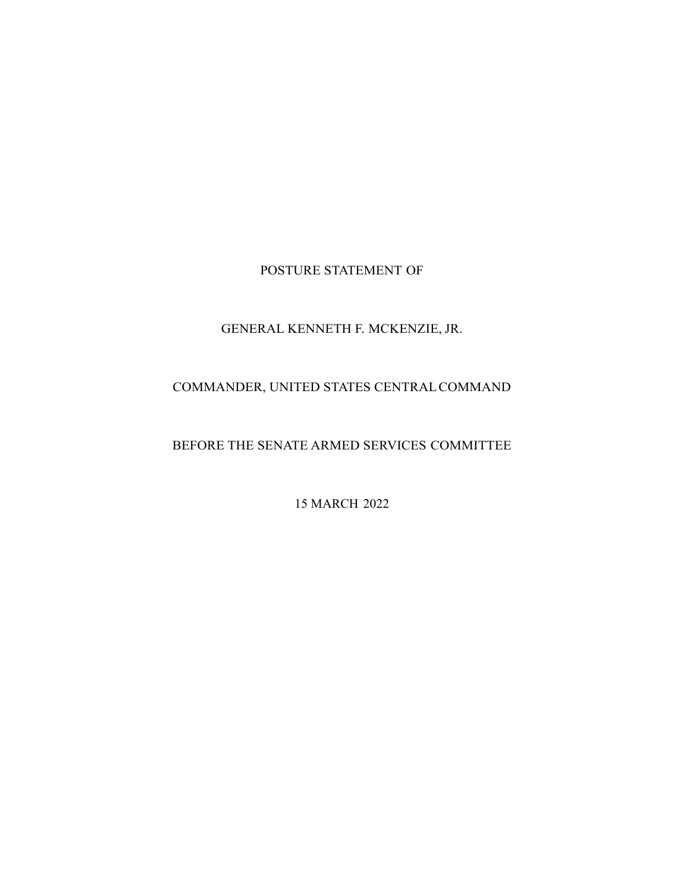POSTURE STATEMENT OF

GENERAL KENNETH F. MCKENZIE, JR.

COMMANDER, UNITED STATES CENTRAL COMMAND

BEFORE THE SENATE ARMED SERVICES COMMITTEE

15 MARCH 2022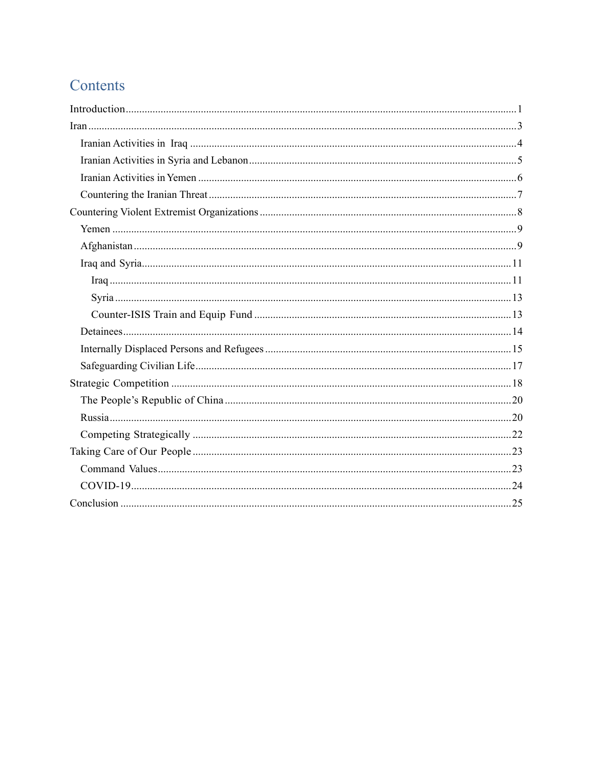# Contents

- Introduction ........ 1
- Iran ........ 3
  - Iranian Activities in Iraq ........ 4
  - Iranian Activities in Syria and Lebanon ........ 5
  - Iranian Activities in Yemen ........ 6
  - Countering the Iranian Threat ........ 7
- Countering Violent Extremist Organizations ........ 8
  - Yemen ........ 9
  - Afghanistan ........ 9
  - Iraq and Syria ........ 11
    - Iraq ........ 11
    - Syria ........ 13
    - Counter-ISIS Train and Equip Fund ........ 13
  - Detainees ........ 14
  - Internally Displaced Persons and Refugees ........ 15
  - Safeguarding Civilian Life ........ 17
- Strategic Competition ........ 18
  - The People's Republic of China ........ 20
  - Russia ........ 20
  - Competing Strategically ........ 22
- Taking Care of Our People ........ 23
  - Command Values ........ 23
  - COVID-19 ........ 24
- Conclusion ........ 25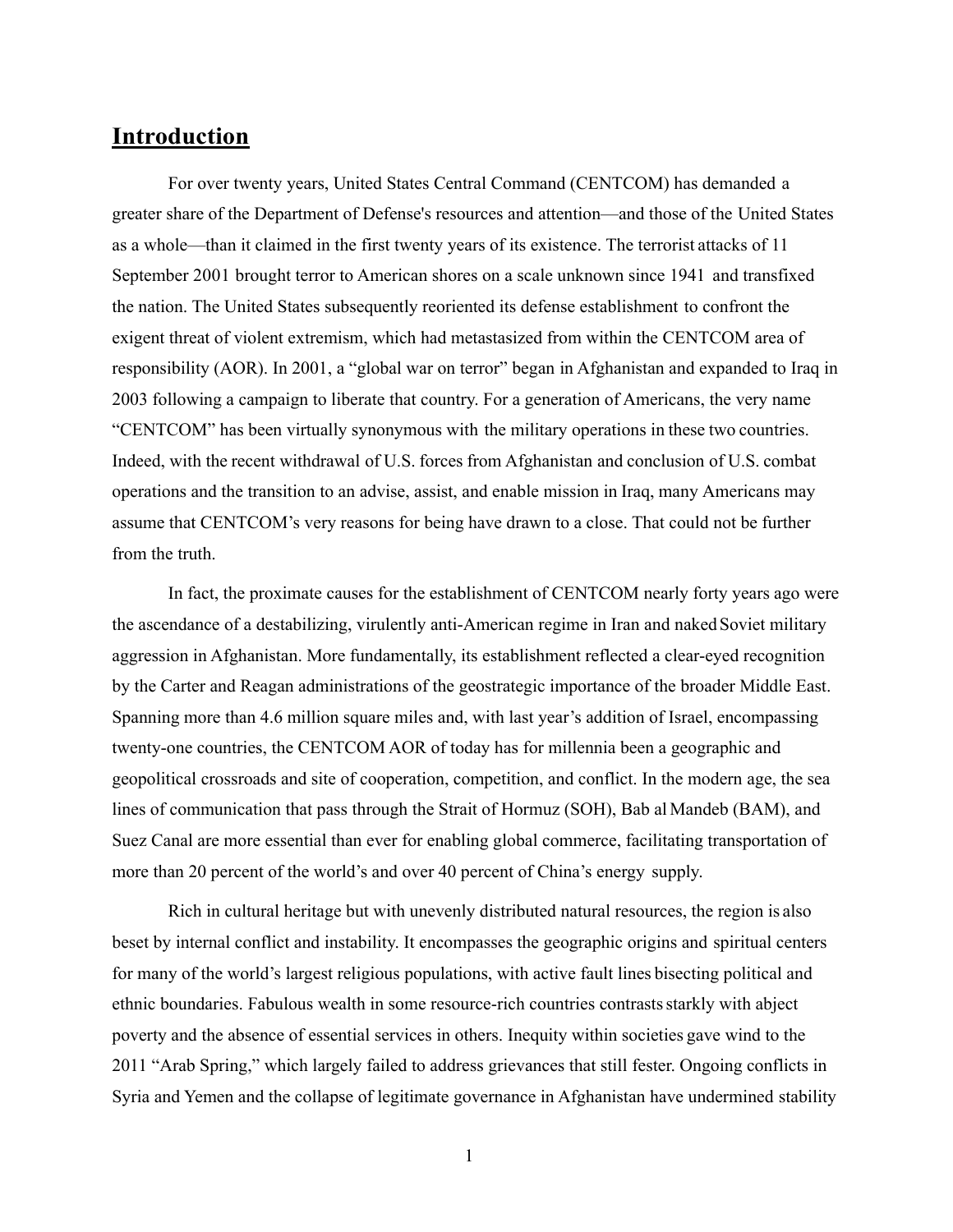## Introduction

For over twenty years, United States Central Command (CENTCOM) has demanded a greater share of the Department of Defense's resources and attention—and those of the United States as a whole—than it claimed in the first twenty years of its existence. The terrorist attacks of 11 September 2001 brought terror to American shores on a scale unknown since 1941 and transfixed the nation. The United States subsequently reoriented its defense establishment to confront the exigent threat of violent extremism, which had metastasized from within the CENTCOM area of responsibility (AOR). In 2001, a "global war on terror" began in Afghanistan and expanded to Iraq in 2003 following a campaign to liberate that country. For a generation of Americans, the very name "CENTCOM" has been virtually synonymous with the military operations in these two countries. Indeed, with the recent withdrawal of U.S. forces from Afghanistan and conclusion of U.S. combat operations and the transition to an advise, assist, and enable mission in Iraq, many Americans may assume that CENTCOM's very reasons for being have drawn to a close. That could not be further from the truth.

In fact, the proximate causes for the establishment of CENTCOM nearly forty years ago were the ascendance of a destabilizing, virulently anti-American regime in Iran and naked Soviet military aggression in Afghanistan. More fundamentally, its establishment reflected a clear-eyed recognition by the Carter and Reagan administrations of the geostrategic importance of the broader Middle East. Spanning more than 4.6 million square miles and, with last year's addition of Israel, encompassing twenty-one countries, the CENTCOM AOR of today has for millennia been a geographic and geopolitical crossroads and site of cooperation, competition, and conflict. In the modern age, the sea lines of communication that pass through the Strait of Hormuz (SOH), Bab al Mandeb (BAM), and Suez Canal are more essential than ever for enabling global commerce, facilitating transportation of more than 20 percent of the world's and over 40 percent of China's energy supply.

Rich in cultural heritage but with unevenly distributed natural resources, the region is also beset by internal conflict and instability. It encompasses the geographic origins and spiritual centers for many of the world's largest religious populations, with active fault lines bisecting political and ethnic boundaries. Fabulous wealth in some resource-rich countries contrasts starkly with abject poverty and the absence of essential services in others. Inequity within societies gave wind to the 2011 "Arab Spring," which largely failed to address grievances that still fester. Ongoing conflicts in Syria and Yemen and the collapse of legitimate governance in Afghanistan have undermined stability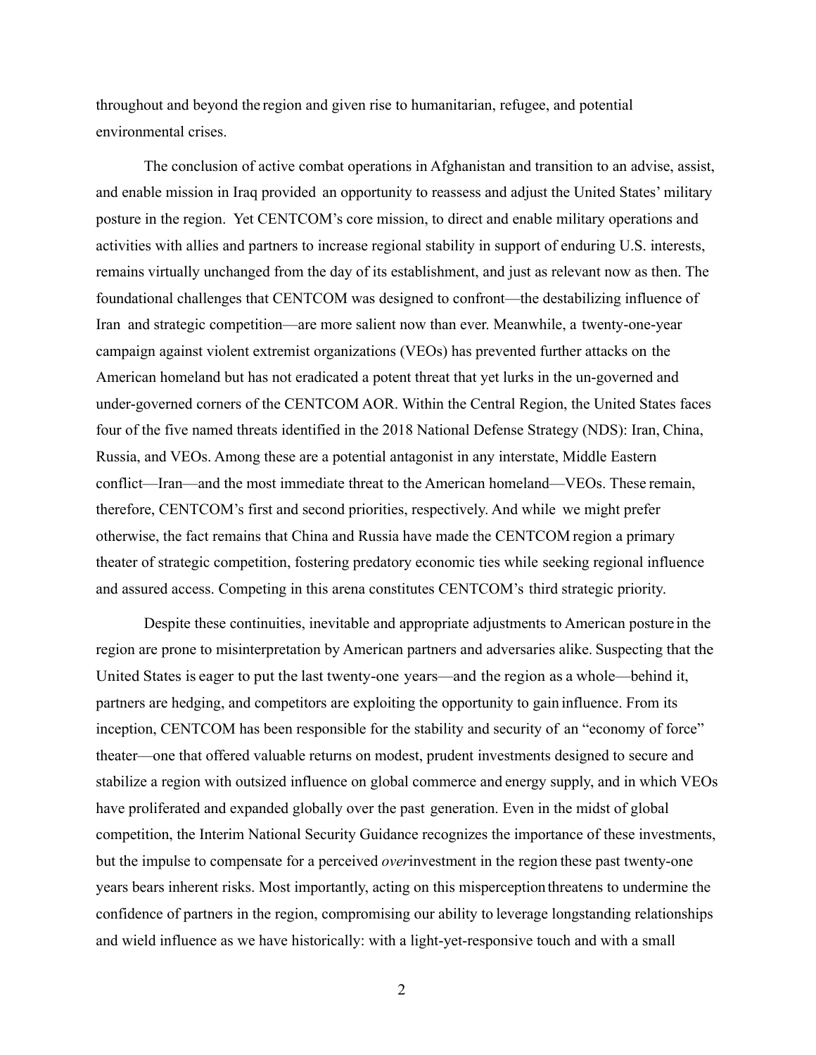throughout and beyond the region and given rise to humanitarian, refugee, and potential environmental crises.

The conclusion of active combat operations in Afghanistan and transition to an advise, assist, and enable mission in Iraq provided an opportunity to reassess and adjust the United States' military posture in the region. Yet CENTCOM's core mission, to direct and enable military operations and activities with allies and partners to increase regional stability in support of enduring U.S. interests, remains virtually unchanged from the day of its establishment, and just as relevant now as then. The foundational challenges that CENTCOM was designed to confront—the destabilizing influence of Iran and strategic competition—are more salient now than ever. Meanwhile, a twenty-one-year campaign against violent extremist organizations (VEOs) has prevented further attacks on the American homeland but has not eradicated a potent threat that yet lurks in the un-governed and under-governed corners of the CENTCOM AOR. Within the Central Region, the United States faces four of the five named threats identified in the 2018 National Defense Strategy (NDS): Iran, China, Russia, and VEOs. Among these are a potential antagonist in any interstate, Middle Eastern conflict—Iran—and the most immediate threat to the American homeland—VEOs. These remain, therefore, CENTCOM's first and second priorities, respectively. And while we might prefer otherwise, the fact remains that China and Russia have made the CENTCOM region a primary theater of strategic competition, fostering predatory economic ties while seeking regional influence and assured access. Competing in this arena constitutes CENTCOM's third strategic priority.

Despite these continuities, inevitable and appropriate adjustments to American posture in the region are prone to misinterpretation by American partners and adversaries alike. Suspecting that the United States is eager to put the last twenty-one years—and the region as a whole—behind it, partners are hedging, and competitors are exploiting the opportunity to gain influence. From its inception, CENTCOM has been responsible for the stability and security of an "economy of force" theater—one that offered valuable returns on modest, prudent investments designed to secure and stabilize a region with outsized influence on global commerce and energy supply, and in which VEOs have proliferated and expanded globally over the past generation. Even in the midst of global competition, the Interim National Security Guidance recognizes the importance of these investments, but the impulse to compensate for a perceived *over*investment in the region these past twenty-one years bears inherent risks. Most importantly, acting on this misperception threatens to undermine the confidence of partners in the region, compromising our ability to leverage longstanding relationships and wield influence as we have historically: with a light-yet-responsive touch and with a small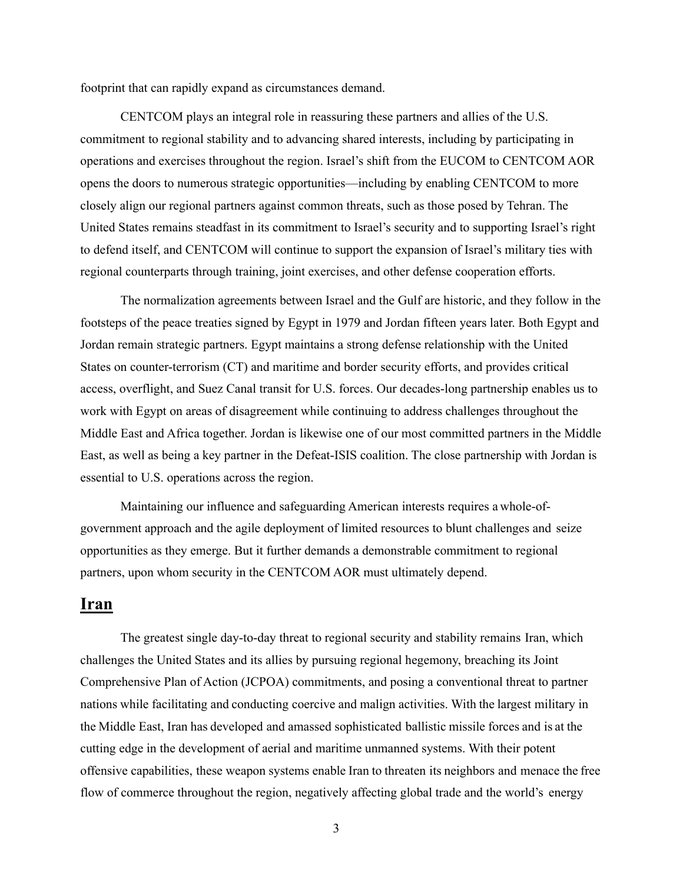footprint that can rapidly expand as circumstances demand.

CENTCOM plays an integral role in reassuring these partners and allies of the U.S. commitment to regional stability and to advancing shared interests, including by participating in operations and exercises throughout the region. Israel's shift from the EUCOM to CENTCOM AOR opens the doors to numerous strategic opportunities—including by enabling CENTCOM to more closely align our regional partners against common threats, such as those posed by Tehran. The United States remains steadfast in its commitment to Israel's security and to supporting Israel's right to defend itself, and CENTCOM will continue to support the expansion of Israel's military ties with regional counterparts through training, joint exercises, and other defense cooperation efforts.

The normalization agreements between Israel and the Gulf are historic, and they follow in the footsteps of the peace treaties signed by Egypt in 1979 and Jordan fifteen years later. Both Egypt and Jordan remain strategic partners. Egypt maintains a strong defense relationship with the United States on counter-terrorism (CT) and maritime and border security efforts, and provides critical access, overflight, and Suez Canal transit for U.S. forces. Our decades-long partnership enables us to work with Egypt on areas of disagreement while continuing to address challenges throughout the Middle East and Africa together. Jordan is likewise one of our most committed partners in the Middle East, as well as being a key partner in the Defeat-ISIS coalition. The close partnership with Jordan is essential to U.S. operations across the region.

Maintaining our influence and safeguarding American interests requires a whole-of-government approach and the agile deployment of limited resources to blunt challenges and seize opportunities as they emerge. But it further demands a demonstrable commitment to regional partners, upon whom security in the CENTCOM AOR must ultimately depend.

## Iran

The greatest single day-to-day threat to regional security and stability remains Iran, which challenges the United States and its allies by pursuing regional hegemony, breaching its Joint Comprehensive Plan of Action (JCPOA) commitments, and posing a conventional threat to partner nations while facilitating and conducting coercive and malign activities. With the largest military in the Middle East, Iran has developed and amassed sophisticated ballistic missile forces and is at the cutting edge in the development of aerial and maritime unmanned systems. With their potent offensive capabilities, these weapon systems enable Iran to threaten its neighbors and menace the free flow of commerce throughout the region, negatively affecting global trade and the world's energy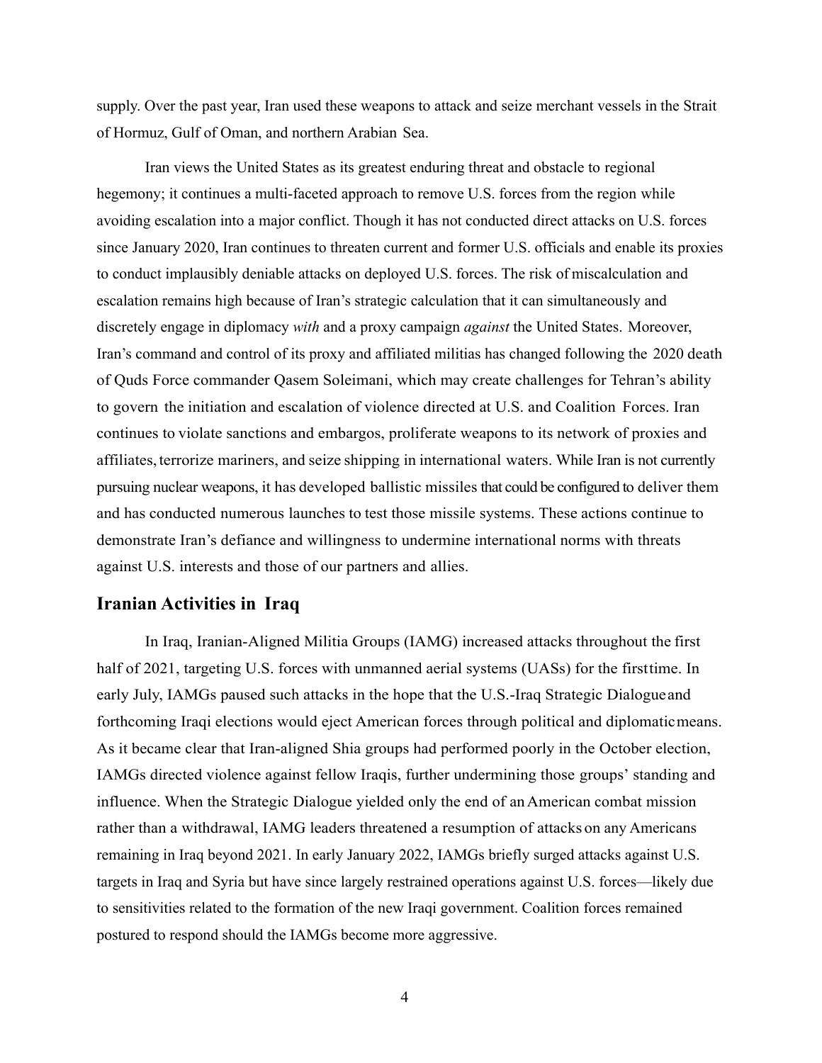supply. Over the past year, Iran used these weapons to attack and seize merchant vessels in the Strait of Hormuz, Gulf of Oman, and northern Arabian Sea.

Iran views the United States as its greatest enduring threat and obstacle to regional hegemony; it continues a multi-faceted approach to remove U.S. forces from the region while avoiding escalation into a major conflict. Though it has not conducted direct attacks on U.S. forces since January 2020, Iran continues to threaten current and former U.S. officials and enable its proxies to conduct implausibly deniable attacks on deployed U.S. forces. The risk of miscalculation and escalation remains high because of Iran's strategic calculation that it can simultaneously and discretely engage in diplomacy *with* and a proxy campaign *against* the United States. Moreover, Iran's command and control of its proxy and affiliated militias has changed following the 2020 death of Quds Force commander Qasem Soleimani, which may create challenges for Tehran's ability to govern the initiation and escalation of violence directed at U.S. and Coalition Forces. Iran continues to violate sanctions and embargos, proliferate weapons to its network of proxies and affiliates, terrorize mariners, and seize shipping in international waters. While Iran is not currently pursuing nuclear weapons, it has developed ballistic missiles that could be configured to deliver them and has conducted numerous launches to test those missile systems. These actions continue to demonstrate Iran's defiance and willingness to undermine international norms with threats against U.S. interests and those of our partners and allies.

## Iranian Activities in Iraq

In Iraq, Iranian-Aligned Militia Groups (IAMG) increased attacks throughout the first half of 2021, targeting U.S. forces with unmanned aerial systems (UASs) for the first time. In early July, IAMGs paused such attacks in the hope that the U.S.-Iraq Strategic Dialogue and forthcoming Iraqi elections would eject American forces through political and diplomatic means. As it became clear that Iran-aligned Shia groups had performed poorly in the October election, IAMGs directed violence against fellow Iraqis, further undermining those groups' standing and influence. When the Strategic Dialogue yielded only the end of an American combat mission rather than a withdrawal, IAMG leaders threatened a resumption of attacks on any Americans remaining in Iraq beyond 2021. In early January 2022, IAMGs briefly surged attacks against U.S. targets in Iraq and Syria but have since largely restrained operations against U.S. forces—likely due to sensitivities related to the formation of the new Iraqi government. Coalition forces remained postured to respond should the IAMGs become more aggressive.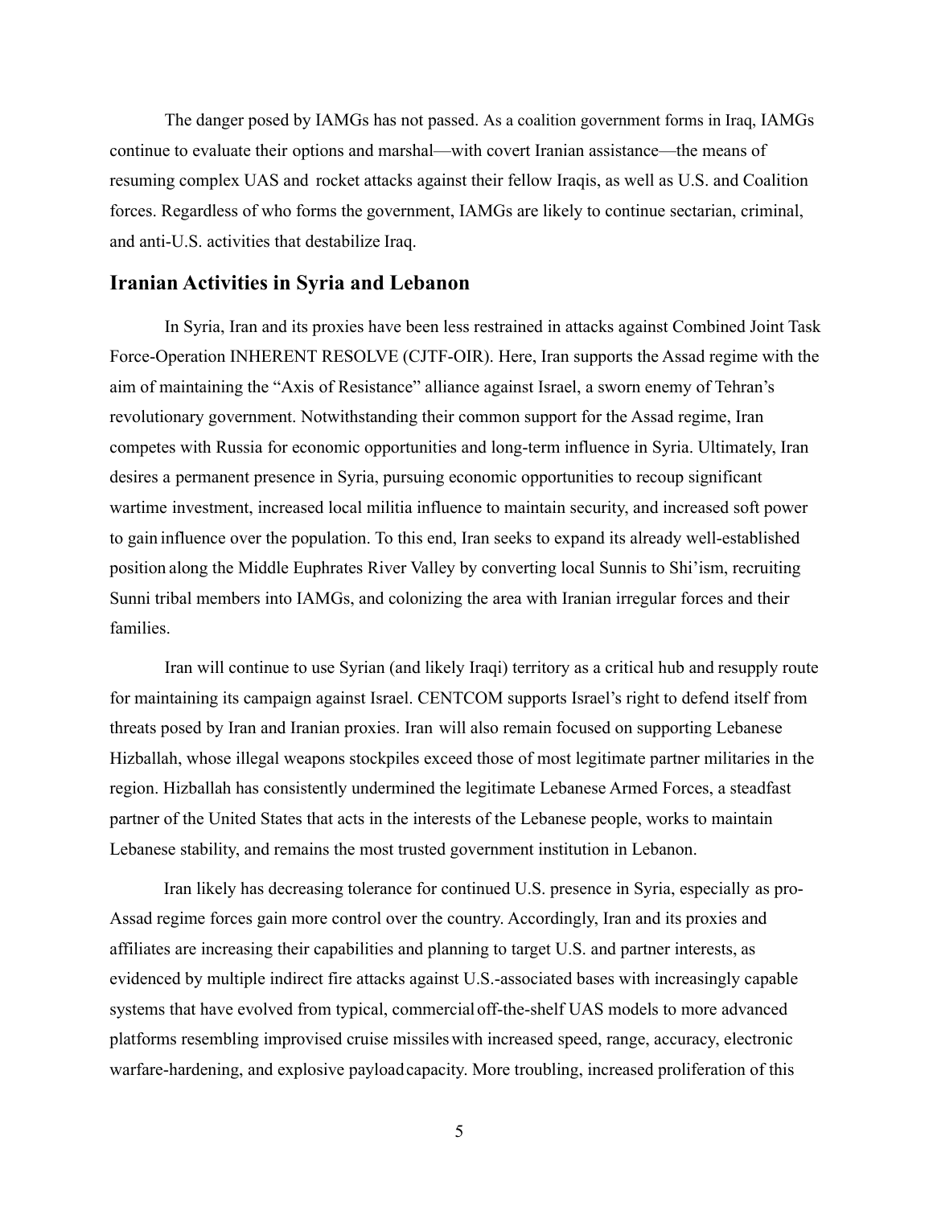The danger posed by IAMGs has not passed. As a coalition government forms in Iraq, IAMGs continue to evaluate their options and marshal—with covert Iranian assistance—the means of resuming complex UAS and rocket attacks against their fellow Iraqis, as well as U.S. and Coalition forces. Regardless of who forms the government, IAMGs are likely to continue sectarian, criminal, and anti-U.S. activities that destabilize Iraq.

## Iranian Activities in Syria and Lebanon

In Syria, Iran and its proxies have been less restrained in attacks against Combined Joint Task Force-Operation INHERENT RESOLVE (CJTF-OIR). Here, Iran supports the Assad regime with the aim of maintaining the "Axis of Resistance" alliance against Israel, a sworn enemy of Tehran's revolutionary government. Notwithstanding their common support for the Assad regime, Iran competes with Russia for economic opportunities and long-term influence in Syria. Ultimately, Iran desires a permanent presence in Syria, pursuing economic opportunities to recoup significant wartime investment, increased local militia influence to maintain security, and increased soft power to gain influence over the population. To this end, Iran seeks to expand its already well-established position along the Middle Euphrates River Valley by converting local Sunnis to Shi'ism, recruiting Sunni tribal members into IAMGs, and colonizing the area with Iranian irregular forces and their families.

Iran will continue to use Syrian (and likely Iraqi) territory as a critical hub and resupply route for maintaining its campaign against Israel. CENTCOM supports Israel's right to defend itself from threats posed by Iran and Iranian proxies. Iran will also remain focused on supporting Lebanese Hizballah, whose illegal weapons stockpiles exceed those of most legitimate partner militaries in the region. Hizballah has consistently undermined the legitimate Lebanese Armed Forces, a steadfast partner of the United States that acts in the interests of the Lebanese people, works to maintain Lebanese stability, and remains the most trusted government institution in Lebanon.

Iran likely has decreasing tolerance for continued U.S. presence in Syria, especially as pro-Assad regime forces gain more control over the country. Accordingly, Iran and its proxies and affiliates are increasing their capabilities and planning to target U.S. and partner interests, as evidenced by multiple indirect fire attacks against U.S.-associated bases with increasingly capable systems that have evolved from typical, commercial off-the-shelf UAS models to more advanced platforms resembling improvised cruise missiles with increased speed, range, accuracy, electronic warfare-hardening, and explosive payload capacity. More troubling, increased proliferation of this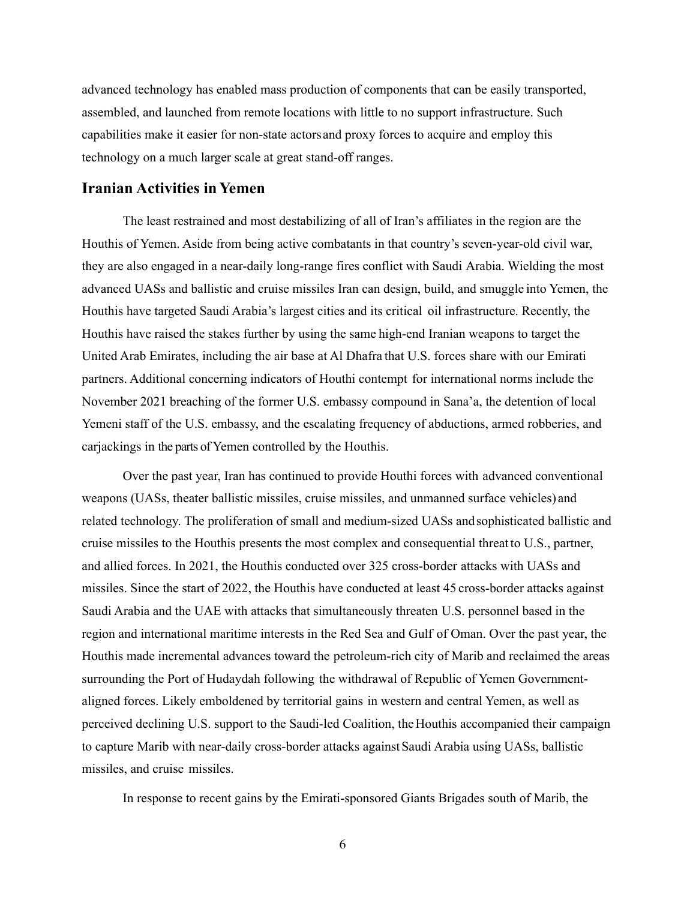advanced technology has enabled mass production of components that can be easily transported, assembled, and launched from remote locations with little to no support infrastructure. Such capabilities make it easier for non-state actors and proxy forces to acquire and employ this technology on a much larger scale at great stand-off ranges.

## Iranian Activities in Yemen

The least restrained and most destabilizing of all of Iran's affiliates in the region are the Houthis of Yemen. Aside from being active combatants in that country's seven-year-old civil war, they are also engaged in a near-daily long-range fires conflict with Saudi Arabia. Wielding the most advanced UASs and ballistic and cruise missiles Iran can design, build, and smuggle into Yemen, the Houthis have targeted Saudi Arabia's largest cities and its critical oil infrastructure. Recently, the Houthis have raised the stakes further by using the same high-end Iranian weapons to target the United Arab Emirates, including the air base at Al Dhafra that U.S. forces share with our Emirati partners. Additional concerning indicators of Houthi contempt for international norms include the November 2021 breaching of the former U.S. embassy compound in Sana'a, the detention of local Yemeni staff of the U.S. embassy, and the escalating frequency of abductions, armed robberies, and carjackings in the parts of Yemen controlled by the Houthis.

Over the past year, Iran has continued to provide Houthi forces with advanced conventional weapons (UASs, theater ballistic missiles, cruise missiles, and unmanned surface vehicles) and related technology. The proliferation of small and medium-sized UASs and sophisticated ballistic and cruise missiles to the Houthis presents the most complex and consequential threat to U.S., partner, and allied forces. In 2021, the Houthis conducted over 325 cross-border attacks with UASs and missiles. Since the start of 2022, the Houthis have conducted at least 45 cross-border attacks against Saudi Arabia and the UAE with attacks that simultaneously threaten U.S. personnel based in the region and international maritime interests in the Red Sea and Gulf of Oman. Over the past year, the Houthis made incremental advances toward the petroleum-rich city of Marib and reclaimed the areas surrounding the Port of Hudaydah following the withdrawal of Republic of Yemen Government-aligned forces. Likely emboldened by territorial gains in western and central Yemen, as well as perceived declining U.S. support to the Saudi-led Coalition, the Houthis accompanied their campaign to capture Marib with near-daily cross-border attacks against Saudi Arabia using UASs, ballistic missiles, and cruise missiles.

In response to recent gains by the Emirati-sponsored Giants Brigades south of Marib, the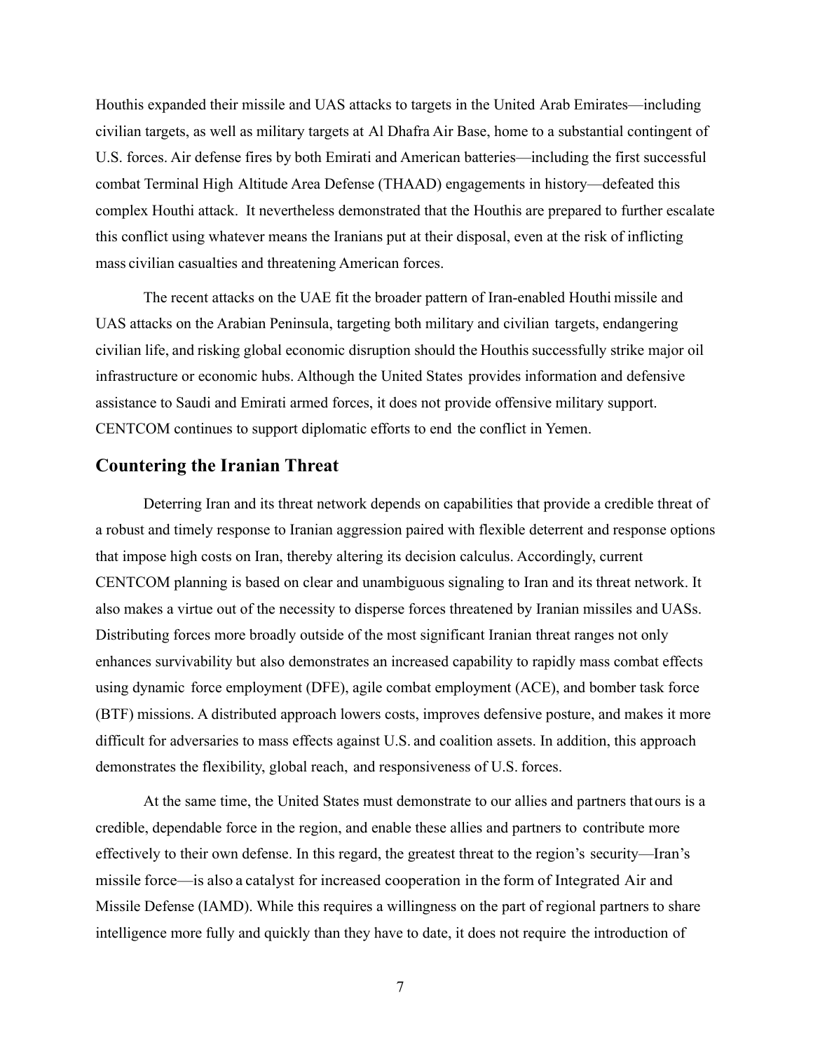Houthis expanded their missile and UAS attacks to targets in the United Arab Emirates—including civilian targets, as well as military targets at Al Dhafra Air Base, home to a substantial contingent of U.S. forces. Air defense fires by both Emirati and American batteries—including the first successful combat Terminal High Altitude Area Defense (THAAD) engagements in history—defeated this complex Houthi attack. It nevertheless demonstrated that the Houthis are prepared to further escalate this conflict using whatever means the Iranians put at their disposal, even at the risk of inflicting mass civilian casualties and threatening American forces.

The recent attacks on the UAE fit the broader pattern of Iran-enabled Houthi missile and UAS attacks on the Arabian Peninsula, targeting both military and civilian targets, endangering civilian life, and risking global economic disruption should the Houthis successfully strike major oil infrastructure or economic hubs. Although the United States provides information and defensive assistance to Saudi and Emirati armed forces, it does not provide offensive military support. CENTCOM continues to support diplomatic efforts to end the conflict in Yemen.

## Countering the Iranian Threat

Deterring Iran and its threat network depends on capabilities that provide a credible threat of a robust and timely response to Iranian aggression paired with flexible deterrent and response options that impose high costs on Iran, thereby altering its decision calculus. Accordingly, current CENTCOM planning is based on clear and unambiguous signaling to Iran and its threat network. It also makes a virtue out of the necessity to disperse forces threatened by Iranian missiles and UASs. Distributing forces more broadly outside of the most significant Iranian threat ranges not only enhances survivability but also demonstrates an increased capability to rapidly mass combat effects using dynamic force employment (DFE), agile combat employment (ACE), and bomber task force (BTF) missions. A distributed approach lowers costs, improves defensive posture, and makes it more difficult for adversaries to mass effects against U.S. and coalition assets. In addition, this approach demonstrates the flexibility, global reach, and responsiveness of U.S. forces.

At the same time, the United States must demonstrate to our allies and partners that ours is a credible, dependable force in the region, and enable these allies and partners to contribute more effectively to their own defense. In this regard, the greatest threat to the region's security—Iran's missile force—is also a catalyst for increased cooperation in the form of Integrated Air and Missile Defense (IAMD). While this requires a willingness on the part of regional partners to share intelligence more fully and quickly than they have to date, it does not require the introduction of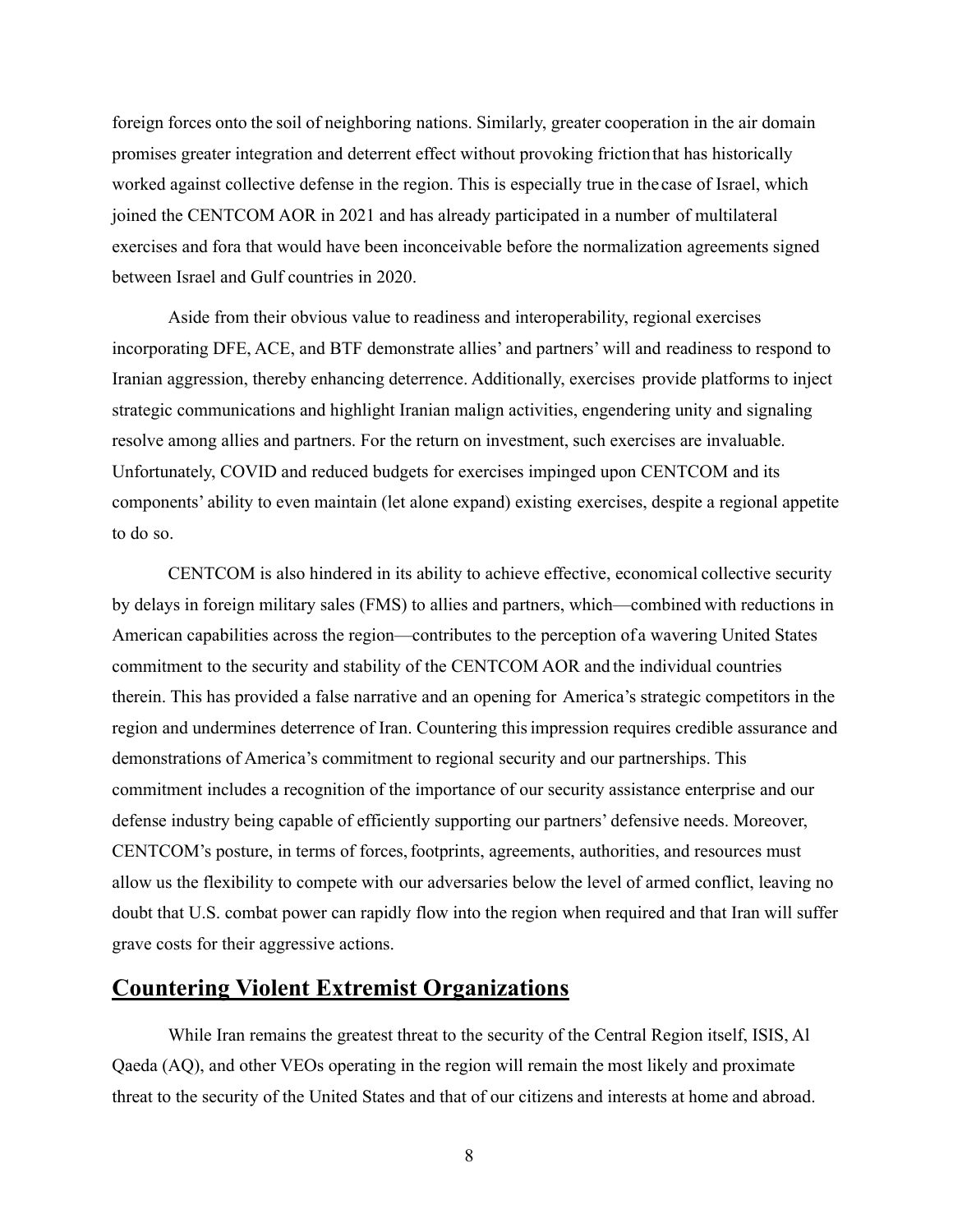foreign forces onto the soil of neighboring nations. Similarly, greater cooperation in the air domain promises greater integration and deterrent effect without provoking friction that has historically worked against collective defense in the region. This is especially true in the case of Israel, which joined the CENTCOM AOR in 2021 and has already participated in a number of multilateral exercises and fora that would have been inconceivable before the normalization agreements signed between Israel and Gulf countries in 2020.

Aside from their obvious value to readiness and interoperability, regional exercises incorporating DFE, ACE, and BTF demonstrate allies' and partners' will and readiness to respond to Iranian aggression, thereby enhancing deterrence. Additionally, exercises provide platforms to inject strategic communications and highlight Iranian malign activities, engendering unity and signaling resolve among allies and partners. For the return on investment, such exercises are invaluable. Unfortunately, COVID and reduced budgets for exercises impinged upon CENTCOM and its components' ability to even maintain (let alone expand) existing exercises, despite a regional appetite to do so.

CENTCOM is also hindered in its ability to achieve effective, economical collective security by delays in foreign military sales (FMS) to allies and partners, which—combined with reductions in American capabilities across the region—contributes to the perception of a wavering United States commitment to the security and stability of the CENTCOM AOR and the individual countries therein. This has provided a false narrative and an opening for America's strategic competitors in the region and undermines deterrence of Iran. Countering this impression requires credible assurance and demonstrations of America's commitment to regional security and our partnerships. This commitment includes a recognition of the importance of our security assistance enterprise and our defense industry being capable of efficiently supporting our partners' defensive needs. Moreover, CENTCOM's posture, in terms of forces, footprints, agreements, authorities, and resources must allow us the flexibility to compete with our adversaries below the level of armed conflict, leaving no doubt that U.S. combat power can rapidly flow into the region when required and that Iran will suffer grave costs for their aggressive actions.

## Countering Violent Extremist Organizations

While Iran remains the greatest threat to the security of the Central Region itself, ISIS, Al Qaeda (AQ), and other VEOs operating in the region will remain the most likely and proximate threat to the security of the United States and that of our citizens and interests at home and abroad.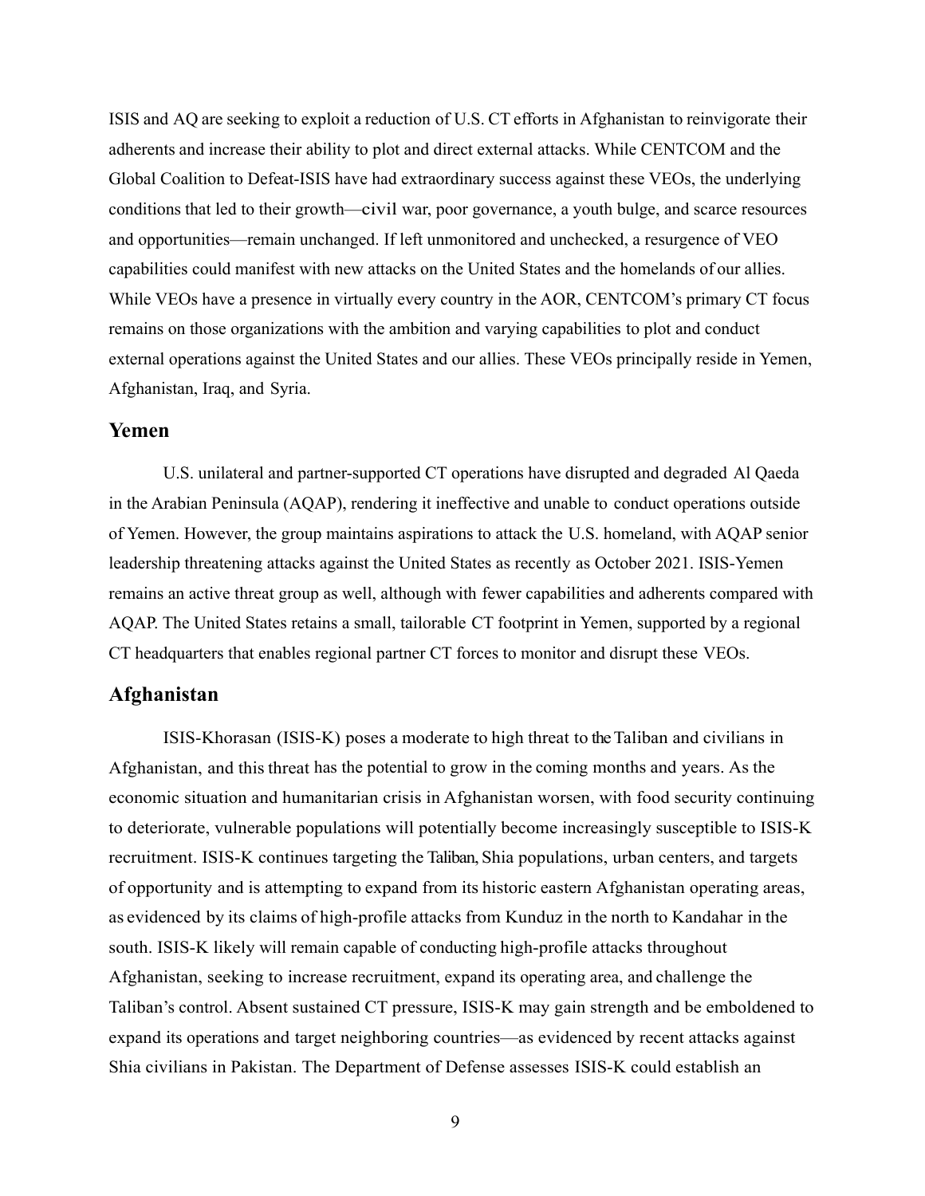ISIS and AQ are seeking to exploit a reduction of U.S. CT efforts in Afghanistan to reinvigorate their adherents and increase their ability to plot and direct external attacks. While CENTCOM and the Global Coalition to Defeat-ISIS have had extraordinary success against these VEOs, the underlying conditions that led to their growth—civil war, poor governance, a youth bulge, and scarce resources and opportunities—remain unchanged. If left unmonitored and unchecked, a resurgence of VEO capabilities could manifest with new attacks on the United States and the homelands of our allies. While VEOs have a presence in virtually every country in the AOR, CENTCOM's primary CT focus remains on those organizations with the ambition and varying capabilities to plot and conduct external operations against the United States and our allies. These VEOs principally reside in Yemen, Afghanistan, Iraq, and Syria.

## Yemen

U.S. unilateral and partner-supported CT operations have disrupted and degraded Al Qaeda in the Arabian Peninsula (AQAP), rendering it ineffective and unable to conduct operations outside of Yemen. However, the group maintains aspirations to attack the U.S. homeland, with AQAP senior leadership threatening attacks against the United States as recently as October 2021. ISIS-Yemen remains an active threat group as well, although with fewer capabilities and adherents compared with AQAP. The United States retains a small, tailorable CT footprint in Yemen, supported by a regional CT headquarters that enables regional partner CT forces to monitor and disrupt these VEOs.

## Afghanistan

ISIS-Khorasan (ISIS-K) poses a moderate to high threat to the Taliban and civilians in Afghanistan, and this threat has the potential to grow in the coming months and years. As the economic situation and humanitarian crisis in Afghanistan worsen, with food security continuing to deteriorate, vulnerable populations will potentially become increasingly susceptible to ISIS-K recruitment. ISIS-K continues targeting the Taliban, Shia populations, urban centers, and targets of opportunity and is attempting to expand from its historic eastern Afghanistan operating areas, as evidenced by its claims of high-profile attacks from Kunduz in the north to Kandahar in the south. ISIS-K likely will remain capable of conducting high-profile attacks throughout Afghanistan, seeking to increase recruitment, expand its operating area, and challenge the Taliban's control. Absent sustained CT pressure, ISIS-K may gain strength and be emboldened to expand its operations and target neighboring countries—as evidenced by recent attacks against Shia civilians in Pakistan. The Department of Defense assesses ISIS-K could establish an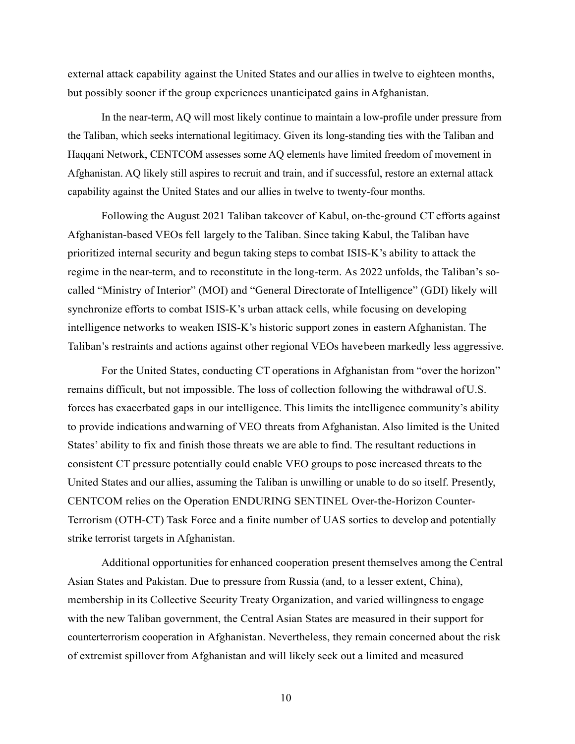external attack capability against the United States and our allies in twelve to eighteen months, but possibly sooner if the group experiences unanticipated gains in Afghanistan.

In the near-term, AQ will most likely continue to maintain a low-profile under pressure from the Taliban, which seeks international legitimacy. Given its long-standing ties with the Taliban and Haqqani Network, CENTCOM assesses some AQ elements have limited freedom of movement in Afghanistan. AQ likely still aspires to recruit and train, and if successful, restore an external attack capability against the United States and our allies in twelve to twenty-four months.

Following the August 2021 Taliban takeover of Kabul, on-the-ground CT efforts against Afghanistan-based VEOs fell largely to the Taliban. Since taking Kabul, the Taliban have prioritized internal security and begun taking steps to combat ISIS-K's ability to attack the regime in the near-term, and to reconstitute in the long-term. As 2022 unfolds, the Taliban's so-called "Ministry of Interior" (MOI) and "General Directorate of Intelligence" (GDI) likely will synchronize efforts to combat ISIS-K's urban attack cells, while focusing on developing intelligence networks to weaken ISIS-K's historic support zones in eastern Afghanistan. The Taliban's restraints and actions against other regional VEOs have been markedly less aggressive.

For the United States, conducting CT operations in Afghanistan from "over the horizon" remains difficult, but not impossible. The loss of collection following the withdrawal of U.S. forces has exacerbated gaps in our intelligence. This limits the intelligence community's ability to provide indications and warning of VEO threats from Afghanistan. Also limited is the United States' ability to fix and finish those threats we are able to find. The resultant reductions in consistent CT pressure potentially could enable VEO groups to pose increased threats to the United States and our allies, assuming the Taliban is unwilling or unable to do so itself. Presently, CENTCOM relies on the Operation ENDURING SENTINEL Over-the-Horizon Counter-Terrorism (OTH-CT) Task Force and a finite number of UAS sorties to develop and potentially strike terrorist targets in Afghanistan.

Additional opportunities for enhanced cooperation present themselves among the Central Asian States and Pakistan. Due to pressure from Russia (and, to a lesser extent, China), membership in its Collective Security Treaty Organization, and varied willingness to engage with the new Taliban government, the Central Asian States are measured in their support for counterterrorism cooperation in Afghanistan. Nevertheless, they remain concerned about the risk of extremist spillover from Afghanistan and will likely seek out a limited and measured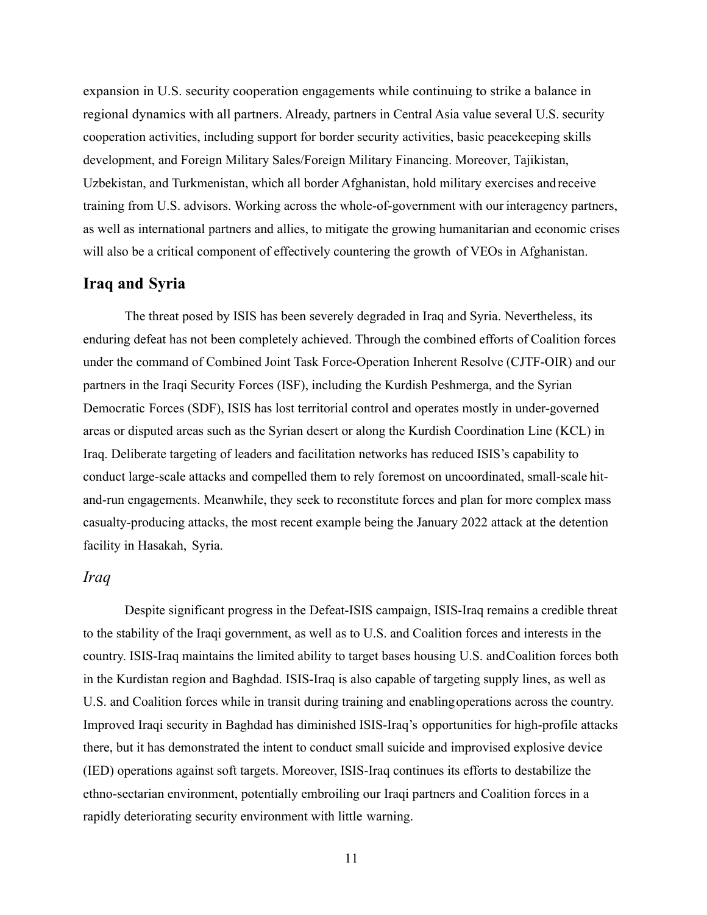expansion in U.S. security cooperation engagements while continuing to strike a balance in regional dynamics with all partners. Already, partners in Central Asia value several U.S. security cooperation activities, including support for border security activities, basic peacekeeping skills development, and Foreign Military Sales/Foreign Military Financing. Moreover, Tajikistan, Uzbekistan, and Turkmenistan, which all border Afghanistan, hold military exercises and receive training from U.S. advisors. Working across the whole-of-government with our interagency partners, as well as international partners and allies, to mitigate the growing humanitarian and economic crises will also be a critical component of effectively countering the growth of VEOs in Afghanistan.

## Iraq and Syria

The threat posed by ISIS has been severely degraded in Iraq and Syria. Nevertheless, its enduring defeat has not been completely achieved. Through the combined efforts of Coalition forces under the command of Combined Joint Task Force-Operation Inherent Resolve (CJTF-OIR) and our partners in the Iraqi Security Forces (ISF), including the Kurdish Peshmerga, and the Syrian Democratic Forces (SDF), ISIS has lost territorial control and operates mostly in under-governed areas or disputed areas such as the Syrian desert or along the Kurdish Coordination Line (KCL) in Iraq. Deliberate targeting of leaders and facilitation networks has reduced ISIS's capability to conduct large-scale attacks and compelled them to rely foremost on uncoordinated, small-scale hit-and-run engagements. Meanwhile, they seek to reconstitute forces and plan for more complex mass casualty-producing attacks, the most recent example being the January 2022 attack at the detention facility in Hasakah, Syria.

### *Iraq*

Despite significant progress in the Defeat-ISIS campaign, ISIS-Iraq remains a credible threat to the stability of the Iraqi government, as well as to U.S. and Coalition forces and interests in the country. ISIS-Iraq maintains the limited ability to target bases housing U.S. and Coalition forces both in the Kurdistan region and Baghdad. ISIS-Iraq is also capable of targeting supply lines, as well as U.S. and Coalition forces while in transit during training and enabling operations across the country. Improved Iraqi security in Baghdad has diminished ISIS-Iraq's opportunities for high-profile attacks there, but it has demonstrated the intent to conduct small suicide and improvised explosive device (IED) operations against soft targets. Moreover, ISIS-Iraq continues its efforts to destabilize the ethno-sectarian environment, potentially embroiling our Iraqi partners and Coalition forces in a rapidly deteriorating security environment with little warning.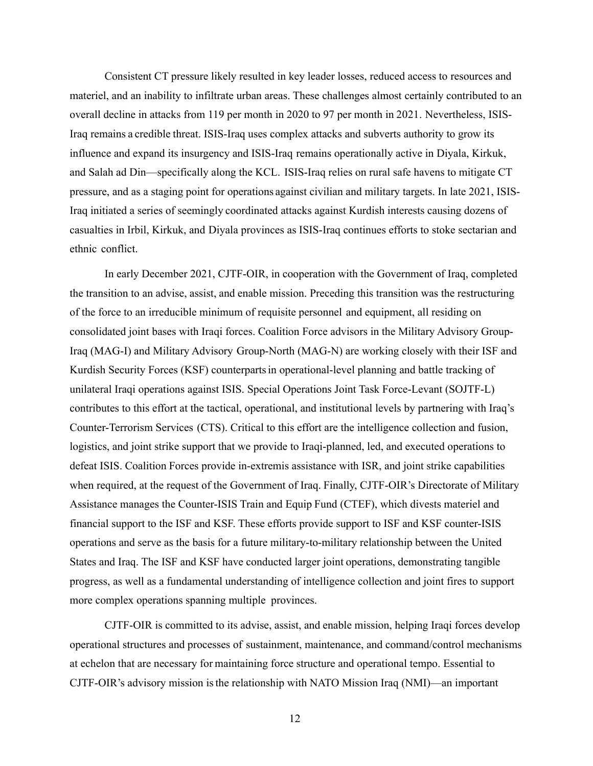Consistent CT pressure likely resulted in key leader losses, reduced access to resources and materiel, and an inability to infiltrate urban areas. These challenges almost certainly contributed to an overall decline in attacks from 119 per month in 2020 to 97 per month in 2021. Nevertheless, ISIS-Iraq remains a credible threat. ISIS-Iraq uses complex attacks and subverts authority to grow its influence and expand its insurgency and ISIS-Iraq remains operationally active in Diyala, Kirkuk, and Salah ad Din—specifically along the KCL. ISIS-Iraq relies on rural safe havens to mitigate CT pressure, and as a staging point for operations against civilian and military targets. In late 2021, ISIS-Iraq initiated a series of seemingly coordinated attacks against Kurdish interests causing dozens of casualties in Irbil, Kirkuk, and Diyala provinces as ISIS-Iraq continues efforts to stoke sectarian and ethnic conflict.

In early December 2021, CJTF-OIR, in cooperation with the Government of Iraq, completed the transition to an advise, assist, and enable mission. Preceding this transition was the restructuring of the force to an irreducible minimum of requisite personnel and equipment, all residing on consolidated joint bases with Iraqi forces. Coalition Force advisors in the Military Advisory Group-Iraq (MAG-I) and Military Advisory Group-North (MAG-N) are working closely with their ISF and Kurdish Security Forces (KSF) counterparts in operational-level planning and battle tracking of unilateral Iraqi operations against ISIS. Special Operations Joint Task Force-Levant (SOJTF-L) contributes to this effort at the tactical, operational, and institutional levels by partnering with Iraq's Counter-Terrorism Services (CTS). Critical to this effort are the intelligence collection and fusion, logistics, and joint strike support that we provide to Iraqi-planned, led, and executed operations to defeat ISIS. Coalition Forces provide in-extremis assistance with ISR, and joint strike capabilities when required, at the request of the Government of Iraq. Finally, CJTF-OIR's Directorate of Military Assistance manages the Counter-ISIS Train and Equip Fund (CTEF), which divests materiel and financial support to the ISF and KSF. These efforts provide support to ISF and KSF counter-ISIS operations and serve as the basis for a future military-to-military relationship between the United States and Iraq. The ISF and KSF have conducted larger joint operations, demonstrating tangible progress, as well as a fundamental understanding of intelligence collection and joint fires to support more complex operations spanning multiple provinces.

CJTF-OIR is committed to its advise, assist, and enable mission, helping Iraqi forces develop operational structures and processes of sustainment, maintenance, and command/control mechanisms at echelon that are necessary for maintaining force structure and operational tempo. Essential to CJTF-OIR's advisory mission is the relationship with NATO Mission Iraq (NMI)—an important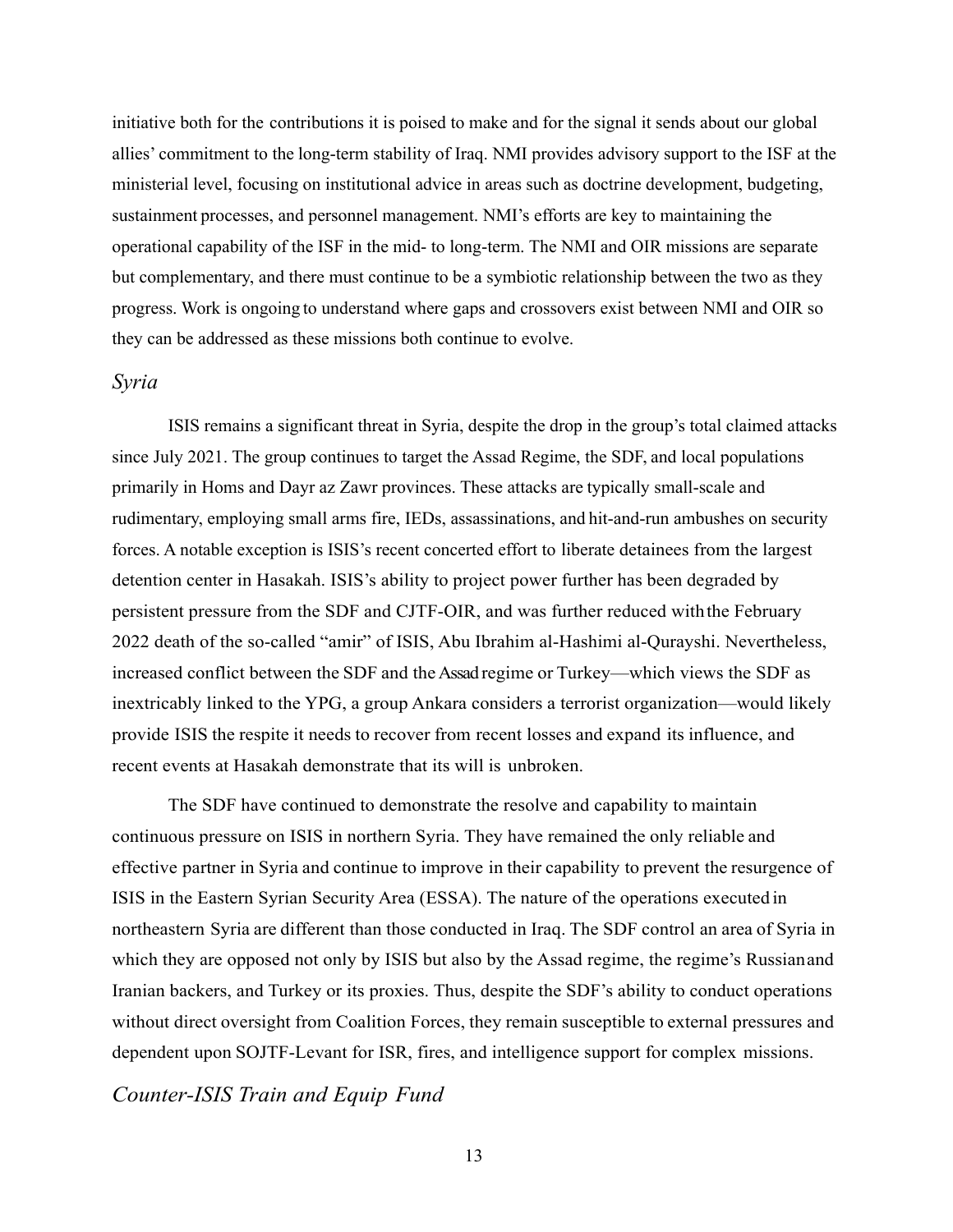initiative both for the contributions it is poised to make and for the signal it sends about our global allies' commitment to the long-term stability of Iraq. NMI provides advisory support to the ISF at the ministerial level, focusing on institutional advice in areas such as doctrine development, budgeting, sustainment processes, and personnel management. NMI's efforts are key to maintaining the operational capability of the ISF in the mid- to long-term. The NMI and OIR missions are separate but complementary, and there must continue to be a symbiotic relationship between the two as they progress. Work is ongoing to understand where gaps and crossovers exist between NMI and OIR so they can be addressed as these missions both continue to evolve.

### *Syria*

ISIS remains a significant threat in Syria, despite the drop in the group's total claimed attacks since July 2021. The group continues to target the Assad Regime, the SDF, and local populations primarily in Homs and Dayr az Zawr provinces. These attacks are typically small-scale and rudimentary, employing small arms fire, IEDs, assassinations, and hit-and-run ambushes on security forces. A notable exception is ISIS's recent concerted effort to liberate detainees from the largest detention center in Hasakah. ISIS's ability to project power further has been degraded by persistent pressure from the SDF and CJTF-OIR, and was further reduced with the February 2022 death of the so-called "amir" of ISIS, Abu Ibrahim al-Hashimi al-Qurayshi. Nevertheless, increased conflict between the SDF and the Assad regime or Turkey—which views the SDF as inextricably linked to the YPG, a group Ankara considers a terrorist organization—would likely provide ISIS the respite it needs to recover from recent losses and expand its influence, and recent events at Hasakah demonstrate that its will is unbroken.

The SDF have continued to demonstrate the resolve and capability to maintain continuous pressure on ISIS in northern Syria. They have remained the only reliable and effective partner in Syria and continue to improve in their capability to prevent the resurgence of ISIS in the Eastern Syrian Security Area (ESSA). The nature of the operations executed in northeastern Syria are different than those conducted in Iraq. The SDF control an area of Syria in which they are opposed not only by ISIS but also by the Assad regime, the regime's Russian and Iranian backers, and Turkey or its proxies. Thus, despite the SDF's ability to conduct operations without direct oversight from Coalition Forces, they remain susceptible to external pressures and dependent upon SOJTF-Levant for ISR, fires, and intelligence support for complex missions.

### *Counter-ISIS Train and Equip Fund*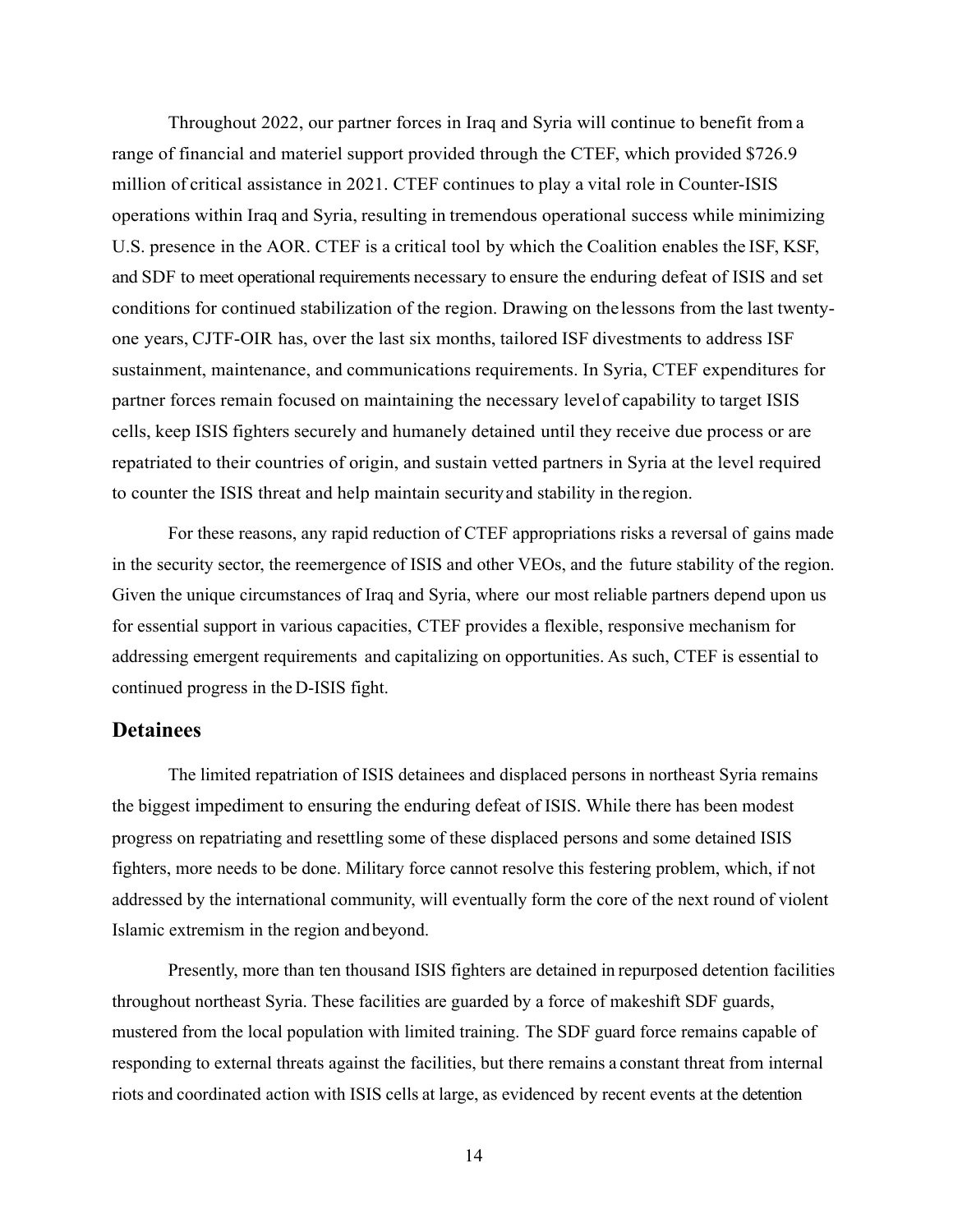Throughout 2022, our partner forces in Iraq and Syria will continue to benefit from a range of financial and materiel support provided through the CTEF, which provided $726.9 million of critical assistance in 2021. CTEF continues to play a vital role in Counter-ISIS operations within Iraq and Syria, resulting in tremendous operational success while minimizing U.S. presence in the AOR. CTEF is a critical tool by which the Coalition enables the ISF, KSF, and SDF to meet operational requirements necessary to ensure the enduring defeat of ISIS and set conditions for continued stabilization of the region. Drawing on the lessons from the last twenty-one years, CJTF-OIR has, over the last six months, tailored ISF divestments to address ISF sustainment, maintenance, and communications requirements. In Syria, CTEF expenditures for partner forces remain focused on maintaining the necessary level of capability to target ISIS cells, keep ISIS fighters securely and humanely detained until they receive due process or are repatriated to their countries of origin, and sustain vetted partners in Syria at the level required to counter the ISIS threat and help maintain security and stability in the region.

For these reasons, any rapid reduction of CTEF appropriations risks a reversal of gains made in the security sector, the reemergence of ISIS and other VEOs, and the future stability of the region. Given the unique circumstances of Iraq and Syria, where our most reliable partners depend upon us for essential support in various capacities, CTEF provides a flexible, responsive mechanism for addressing emergent requirements and capitalizing on opportunities. As such, CTEF is essential to continued progress in the D-ISIS fight.

## Detainees

The limited repatriation of ISIS detainees and displaced persons in northeast Syria remains the biggest impediment to ensuring the enduring defeat of ISIS. While there has been modest progress on repatriating and resettling some of these displaced persons and some detained ISIS fighters, more needs to be done. Military force cannot resolve this festering problem, which, if not addressed by the international community, will eventually form the core of the next round of violent Islamic extremism in the region and beyond.

Presently, more than ten thousand ISIS fighters are detained in repurposed detention facilities throughout northeast Syria. These facilities are guarded by a force of makeshift SDF guards, mustered from the local population with limited training. The SDF guard force remains capable of responding to external threats against the facilities, but there remains a constant threat from internal riots and coordinated action with ISIS cells at large, as evidenced by recent events at the detention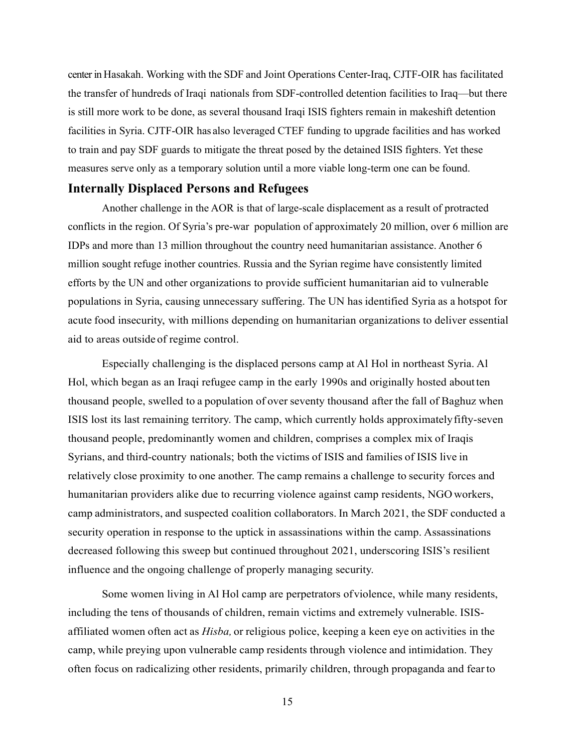center in Hasakah. Working with the SDF and Joint Operations Center-Iraq, CJTF-OIR has facilitated the transfer of hundreds of Iraqi nationals from SDF-controlled detention facilities to Iraq—but there is still more work to be done, as several thousand Iraqi ISIS fighters remain in makeshift detention facilities in Syria. CJTF-OIR has also leveraged CTEF funding to upgrade facilities and has worked to train and pay SDF guards to mitigate the threat posed by the detained ISIS fighters. Yet these measures serve only as a temporary solution until a more viable long-term one can be found.

## Internally Displaced Persons and Refugees

Another challenge in the AOR is that of large-scale displacement as a result of protracted conflicts in the region. Of Syria's pre-war population of approximately 20 million, over 6 million are IDPs and more than 13 million throughout the country need humanitarian assistance. Another 6 million sought refuge in other countries. Russia and the Syrian regime have consistently limited efforts by the UN and other organizations to provide sufficient humanitarian aid to vulnerable populations in Syria, causing unnecessary suffering. The UN has identified Syria as a hotspot for acute food insecurity, with millions depending on humanitarian organizations to deliver essential aid to areas outside of regime control.

Especially challenging is the displaced persons camp at Al Hol in northeast Syria. Al Hol, which began as an Iraqi refugee camp in the early 1990s and originally hosted about ten thousand people, swelled to a population of over seventy thousand after the fall of Baghuz when ISIS lost its last remaining territory. The camp, which currently holds approximately fifty-seven thousand people, predominantly women and children, comprises a complex mix of Iraqis Syrians, and third-country nationals; both the victims of ISIS and families of ISIS live in relatively close proximity to one another. The camp remains a challenge to security forces and humanitarian providers alike due to recurring violence against camp residents, NGO workers, camp administrators, and suspected coalition collaborators. In March 2021, the SDF conducted a security operation in response to the uptick in assassinations within the camp. Assassinations decreased following this sweep but continued throughout 2021, underscoring ISIS's resilient influence and the ongoing challenge of properly managing security.

Some women living in Al Hol camp are perpetrators of violence, while many residents, including the tens of thousands of children, remain victims and extremely vulnerable. ISIS-affiliated women often act as *Hisba,* or religious police, keeping a keen eye on activities in the camp, while preying upon vulnerable camp residents through violence and intimidation. They often focus on radicalizing other residents, primarily children, through propaganda and fear to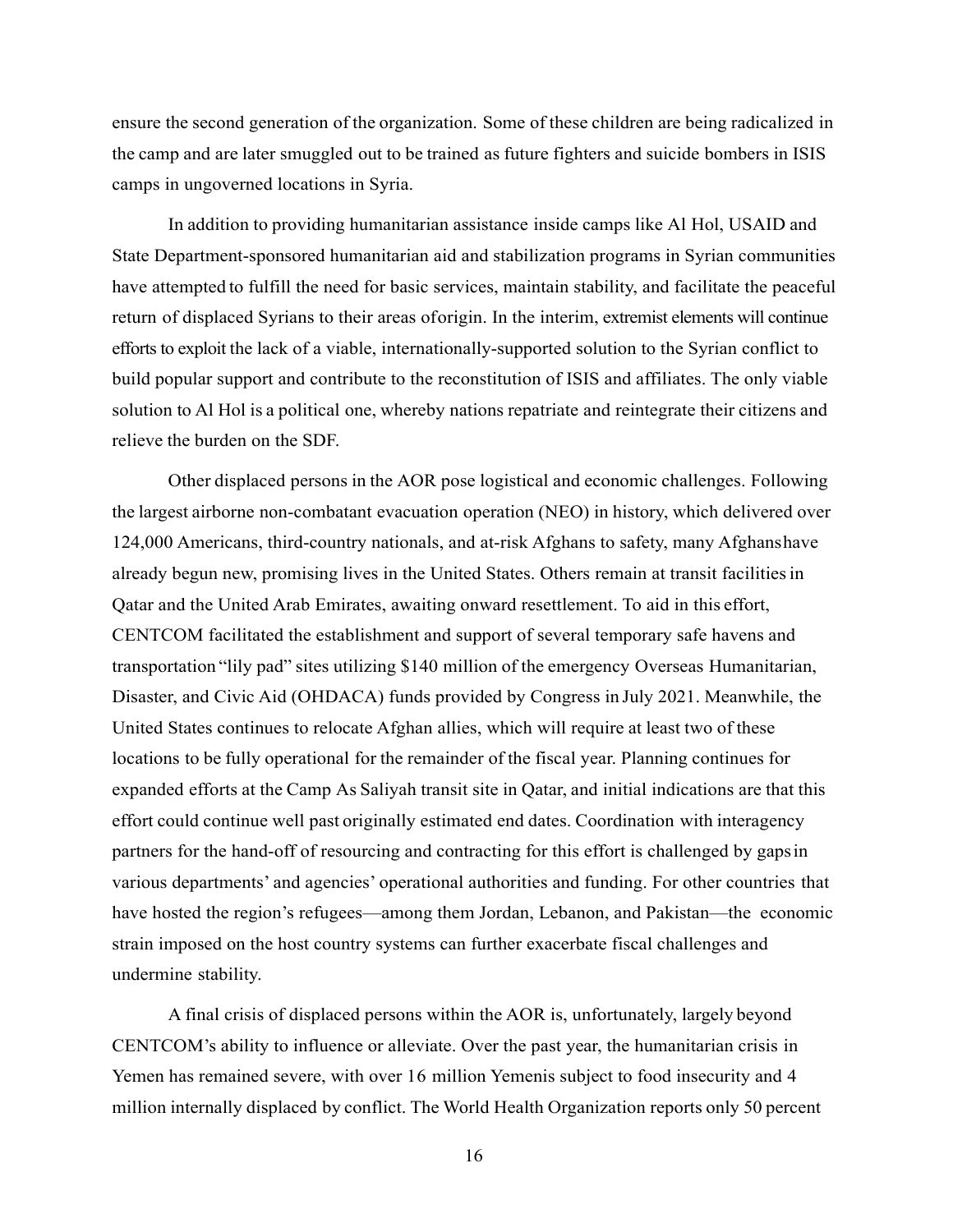ensure the second generation of the organization. Some of these children are being radicalized in the camp and are later smuggled out to be trained as future fighters and suicide bombers in ISIS camps in ungoverned locations in Syria.

In addition to providing humanitarian assistance inside camps like Al Hol, USAID and State Department-sponsored humanitarian aid and stabilization programs in Syrian communities have attempted to fulfill the need for basic services, maintain stability, and facilitate the peaceful return of displaced Syrians to their areas of origin. In the interim, extremist elements will continue efforts to exploit the lack of a viable, internationally-supported solution to the Syrian conflict to build popular support and contribute to the reconstitution of ISIS and affiliates. The only viable solution to Al Hol is a political one, whereby nations repatriate and reintegrate their citizens and relieve the burden on the SDF.

Other displaced persons in the AOR pose logistical and economic challenges. Following the largest airborne non-combatant evacuation operation (NEO) in history, which delivered over 124,000 Americans, third-country nationals, and at-risk Afghans to safety, many Afghans have already begun new, promising lives in the United States. Others remain at transit facilities in Qatar and the United Arab Emirates, awaiting onward resettlement. To aid in this effort, CENTCOM facilitated the establishment and support of several temporary safe havens and transportation "lily pad" sites utilizing $140 million of the emergency Overseas Humanitarian, Disaster, and Civic Aid (OHDACA) funds provided by Congress in July 2021. Meanwhile, the United States continues to relocate Afghan allies, which will require at least two of these locations to be fully operational for the remainder of the fiscal year. Planning continues for expanded efforts at the Camp As Saliyah transit site in Qatar, and initial indications are that this effort could continue well past originally estimated end dates. Coordination with interagency partners for the hand-off of resourcing and contracting for this effort is challenged by gaps in various departments' and agencies' operational authorities and funding. For other countries that have hosted the region's refugees—among them Jordan, Lebanon, and Pakistan—the economic strain imposed on the host country systems can further exacerbate fiscal challenges and undermine stability.

A final crisis of displaced persons within the AOR is, unfortunately, largely beyond CENTCOM's ability to influence or alleviate. Over the past year, the humanitarian crisis in Yemen has remained severe, with over 16 million Yemenis subject to food insecurity and 4 million internally displaced by conflict. The World Health Organization reports only 50 percent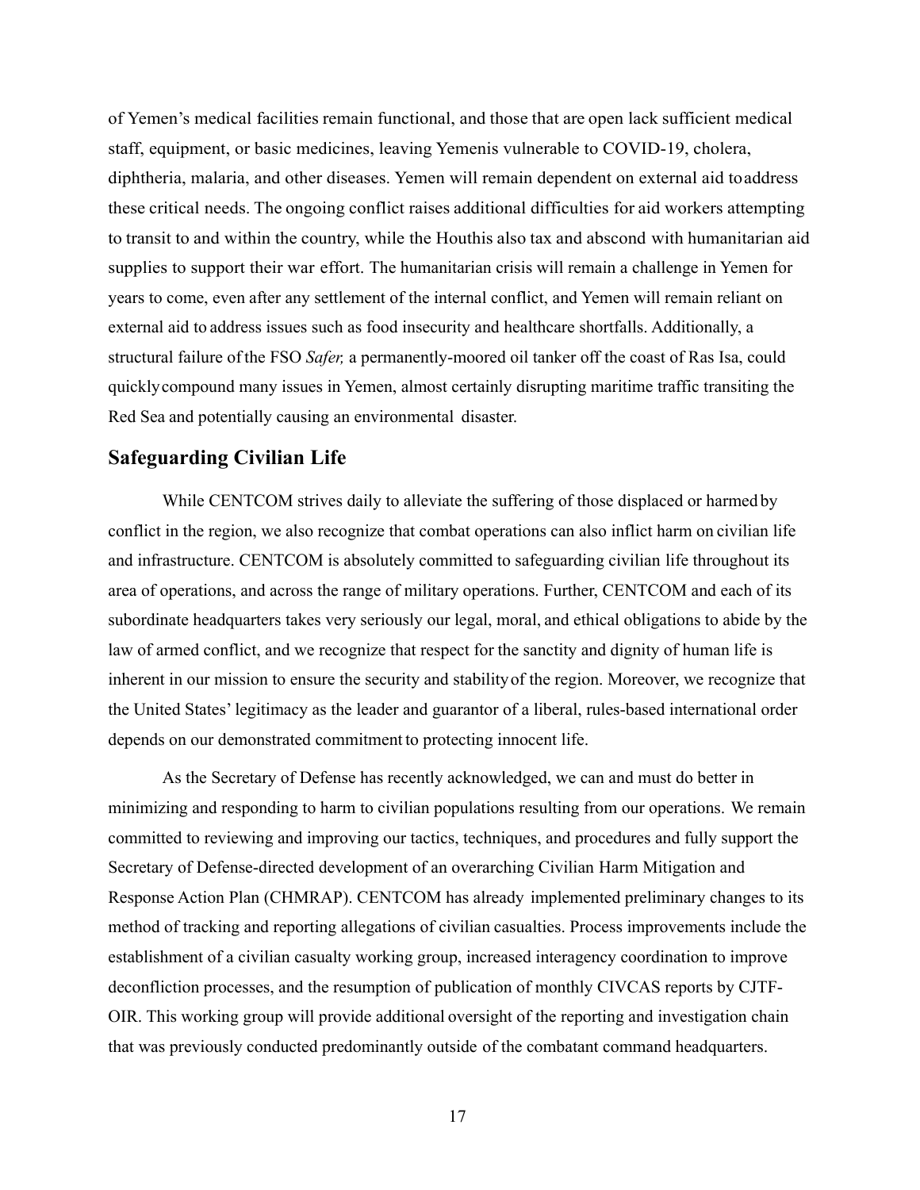of Yemen's medical facilities remain functional, and those that are open lack sufficient medical staff, equipment, or basic medicines, leaving Yemenis vulnerable to COVID-19, cholera, diphtheria, malaria, and other diseases. Yemen will remain dependent on external aid to address these critical needs. The ongoing conflict raises additional difficulties for aid workers attempting to transit to and within the country, while the Houthis also tax and abscond with humanitarian aid supplies to support their war effort. The humanitarian crisis will remain a challenge in Yemen for years to come, even after any settlement of the internal conflict, and Yemen will remain reliant on external aid to address issues such as food insecurity and healthcare shortfalls. Additionally, a structural failure of the FSO *Safer,* a permanently-moored oil tanker off the coast of Ras Isa, could quickly compound many issues in Yemen, almost certainly disrupting maritime traffic transiting the Red Sea and potentially causing an environmental disaster.

## Safeguarding Civilian Life

While CENTCOM strives daily to alleviate the suffering of those displaced or harmed by conflict in the region, we also recognize that combat operations can also inflict harm on civilian life and infrastructure. CENTCOM is absolutely committed to safeguarding civilian life throughout its area of operations, and across the range of military operations. Further, CENTCOM and each of its subordinate headquarters takes very seriously our legal, moral, and ethical obligations to abide by the law of armed conflict, and we recognize that respect for the sanctity and dignity of human life is inherent in our mission to ensure the security and stability of the region. Moreover, we recognize that the United States' legitimacy as the leader and guarantor of a liberal, rules-based international order depends on our demonstrated commitment to protecting innocent life.

As the Secretary of Defense has recently acknowledged, we can and must do better in minimizing and responding to harm to civilian populations resulting from our operations. We remain committed to reviewing and improving our tactics, techniques, and procedures and fully support the Secretary of Defense-directed development of an overarching Civilian Harm Mitigation and Response Action Plan (CHMRAP). CENTCOM has already implemented preliminary changes to its method of tracking and reporting allegations of civilian casualties. Process improvements include the establishment of a civilian casualty working group, increased interagency coordination to improve deconfliction processes, and the resumption of publication of monthly CIVCAS reports by CJTF-OIR. This working group will provide additional oversight of the reporting and investigation chain that was previously conducted predominantly outside of the combatant command headquarters.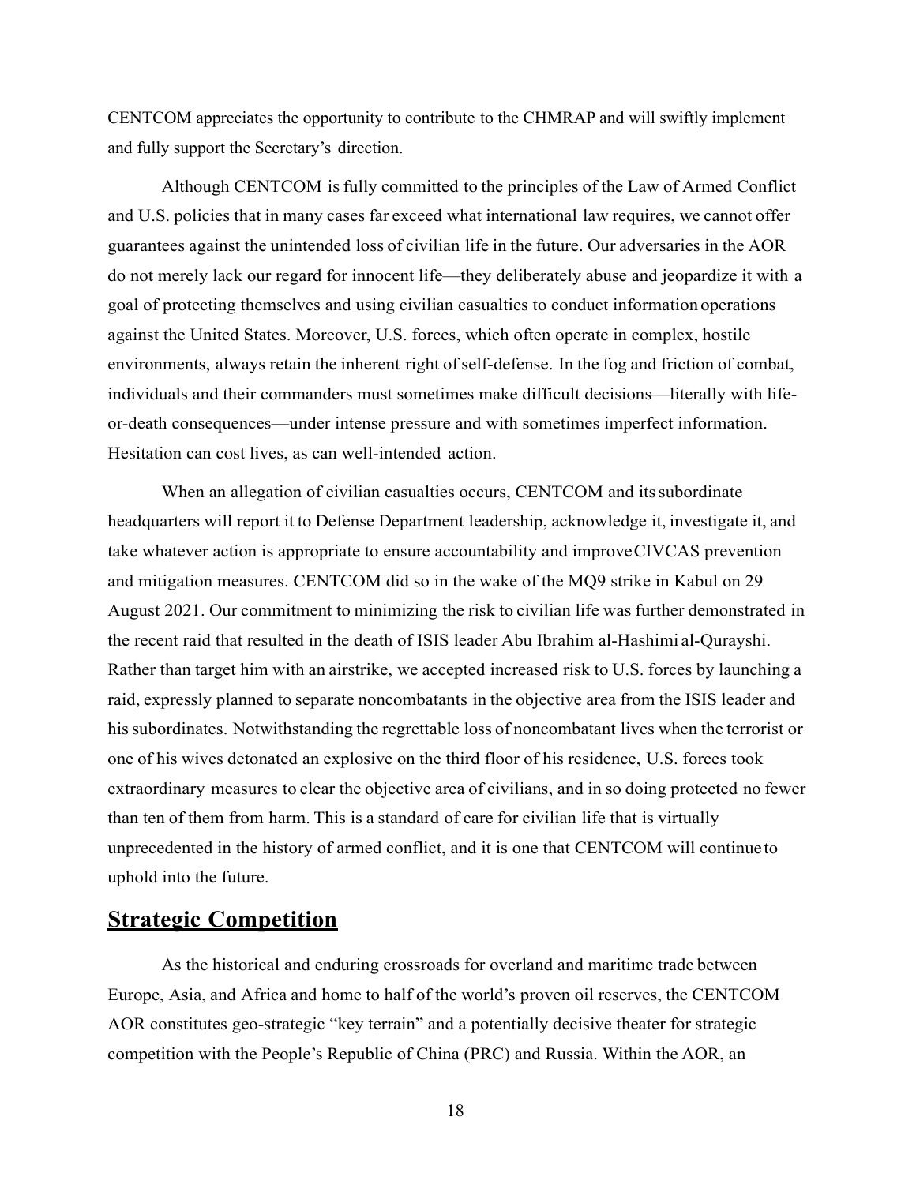CENTCOM appreciates the opportunity to contribute to the CHMRAP and will swiftly implement and fully support the Secretary's direction.

Although CENTCOM is fully committed to the principles of the Law of Armed Conflict and U.S. policies that in many cases far exceed what international law requires, we cannot offer guarantees against the unintended loss of civilian life in the future. Our adversaries in the AOR do not merely lack our regard for innocent life—they deliberately abuse and jeopardize it with a goal of protecting themselves and using civilian casualties to conduct information operations against the United States. Moreover, U.S. forces, which often operate in complex, hostile environments, always retain the inherent right of self-defense. In the fog and friction of combat, individuals and their commanders must sometimes make difficult decisions—literally with life-or-death consequences—under intense pressure and with sometimes imperfect information. Hesitation can cost lives, as can well-intended action.

When an allegation of civilian casualties occurs, CENTCOM and its subordinate headquarters will report it to Defense Department leadership, acknowledge it, investigate it, and take whatever action is appropriate to ensure accountability and improve CIVCAS prevention and mitigation measures. CENTCOM did so in the wake of the MQ9 strike in Kabul on 29 August 2021. Our commitment to minimizing the risk to civilian life was further demonstrated in the recent raid that resulted in the death of ISIS leader Abu Ibrahim al-Hashimi al-Qurayshi. Rather than target him with an airstrike, we accepted increased risk to U.S. forces by launching a raid, expressly planned to separate noncombatants in the objective area from the ISIS leader and his subordinates. Notwithstanding the regrettable loss of noncombatant lives when the terrorist or one of his wives detonated an explosive on the third floor of his residence, U.S. forces took extraordinary measures to clear the objective area of civilians, and in so doing protected no fewer than ten of them from harm. This is a standard of care for civilian life that is virtually unprecedented in the history of armed conflict, and it is one that CENTCOM will continue to uphold into the future.

## Strategic Competition

As the historical and enduring crossroads for overland and maritime trade between Europe, Asia, and Africa and home to half of the world's proven oil reserves, the CENTCOM AOR constitutes geo-strategic "key terrain" and a potentially decisive theater for strategic competition with the People's Republic of China (PRC) and Russia. Within the AOR, an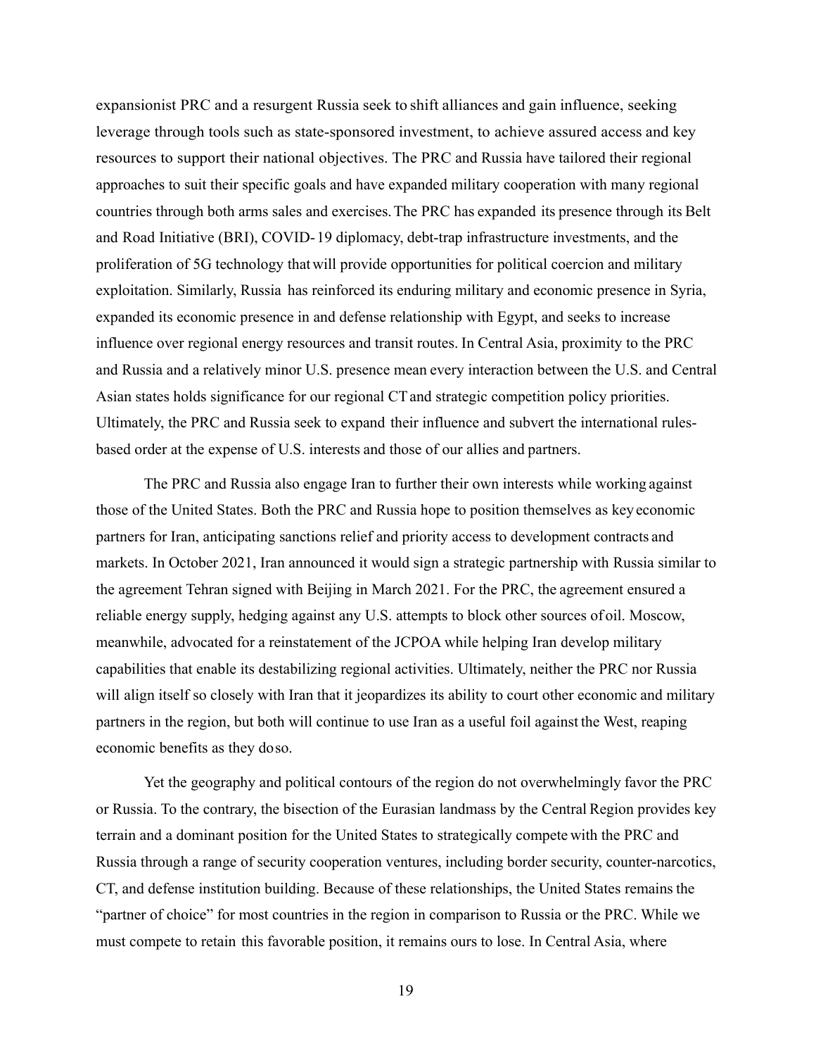expansionist PRC and a resurgent Russia seek to shift alliances and gain influence, seeking leverage through tools such as state-sponsored investment, to achieve assured access and key resources to support their national objectives. The PRC and Russia have tailored their regional approaches to suit their specific goals and have expanded military cooperation with many regional countries through both arms sales and exercises. The PRC has expanded its presence through its Belt and Road Initiative (BRI), COVID-19 diplomacy, debt-trap infrastructure investments, and the proliferation of 5G technology that will provide opportunities for political coercion and military exploitation. Similarly, Russia has reinforced its enduring military and economic presence in Syria, expanded its economic presence in and defense relationship with Egypt, and seeks to increase influence over regional energy resources and transit routes. In Central Asia, proximity to the PRC and Russia and a relatively minor U.S. presence mean every interaction between the U.S. and Central Asian states holds significance for our regional CT and strategic competition policy priorities. Ultimately, the PRC and Russia seek to expand their influence and subvert the international rules-based order at the expense of U.S. interests and those of our allies and partners.

The PRC and Russia also engage Iran to further their own interests while working against those of the United States. Both the PRC and Russia hope to position themselves as key economic partners for Iran, anticipating sanctions relief and priority access to development contracts and markets. In October 2021, Iran announced it would sign a strategic partnership with Russia similar to the agreement Tehran signed with Beijing in March 2021. For the PRC, the agreement ensured a reliable energy supply, hedging against any U.S. attempts to block other sources of oil. Moscow, meanwhile, advocated for a reinstatement of the JCPOA while helping Iran develop military capabilities that enable its destabilizing regional activities. Ultimately, neither the PRC nor Russia will align itself so closely with Iran that it jeopardizes its ability to court other economic and military partners in the region, but both will continue to use Iran as a useful foil against the West, reaping economic benefits as they do so.

Yet the geography and political contours of the region do not overwhelmingly favor the PRC or Russia. To the contrary, the bisection of the Eurasian landmass by the Central Region provides key terrain and a dominant position for the United States to strategically compete with the PRC and Russia through a range of security cooperation ventures, including border security, counter-narcotics, CT, and defense institution building. Because of these relationships, the United States remains the "partner of choice" for most countries in the region in comparison to Russia or the PRC. While we must compete to retain this favorable position, it remains ours to lose. In Central Asia, where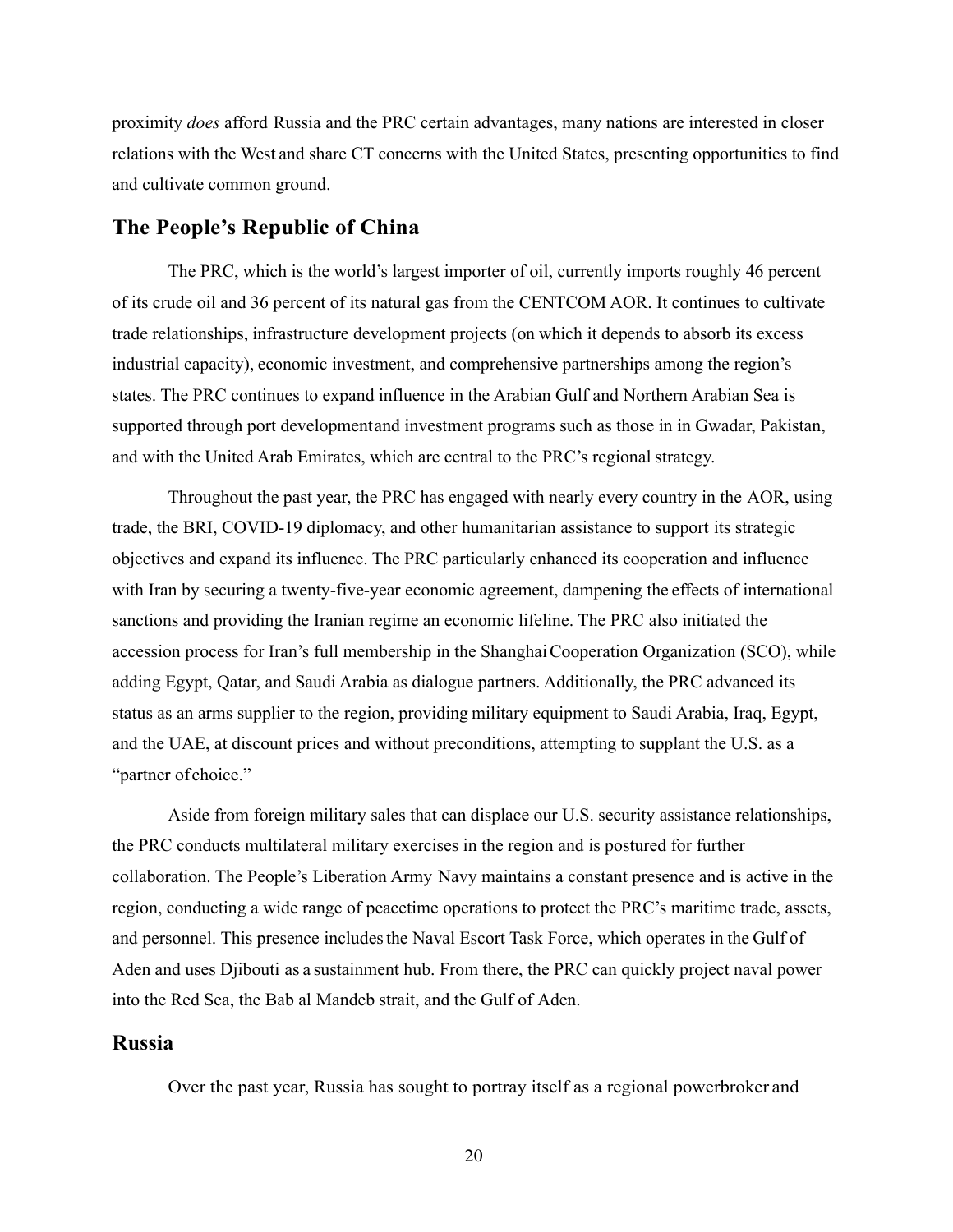proximity *does* afford Russia and the PRC certain advantages, many nations are interested in closer relations with the West and share CT concerns with the United States, presenting opportunities to find and cultivate common ground.

## The People's Republic of China

The PRC, which is the world's largest importer of oil, currently imports roughly 46 percent of its crude oil and 36 percent of its natural gas from the CENTCOM AOR. It continues to cultivate trade relationships, infrastructure development projects (on which it depends to absorb its excess industrial capacity), economic investment, and comprehensive partnerships among the region's states. The PRC continues to expand influence in the Arabian Gulf and Northern Arabian Sea is supported through port development and investment programs such as those in in Gwadar, Pakistan, and with the United Arab Emirates, which are central to the PRC's regional strategy.

Throughout the past year, the PRC has engaged with nearly every country in the AOR, using trade, the BRI, COVID-19 diplomacy, and other humanitarian assistance to support its strategic objectives and expand its influence. The PRC particularly enhanced its cooperation and influence with Iran by securing a twenty-five-year economic agreement, dampening the effects of international sanctions and providing the Iranian regime an economic lifeline. The PRC also initiated the accession process for Iran's full membership in the Shanghai Cooperation Organization (SCO), while adding Egypt, Qatar, and Saudi Arabia as dialogue partners. Additionally, the PRC advanced its status as an arms supplier to the region, providing military equipment to Saudi Arabia, Iraq, Egypt, and the UAE, at discount prices and without preconditions, attempting to supplant the U.S. as a "partner of choice."

Aside from foreign military sales that can displace our U.S. security assistance relationships, the PRC conducts multilateral military exercises in the region and is postured for further collaboration. The People's Liberation Army Navy maintains a constant presence and is active in the region, conducting a wide range of peacetime operations to protect the PRC's maritime trade, assets, and personnel. This presence includes the Naval Escort Task Force, which operates in the Gulf of Aden and uses Djibouti as a sustainment hub. From there, the PRC can quickly project naval power into the Red Sea, the Bab al Mandeb strait, and the Gulf of Aden.

## Russia

Over the past year, Russia has sought to portray itself as a regional powerbroker and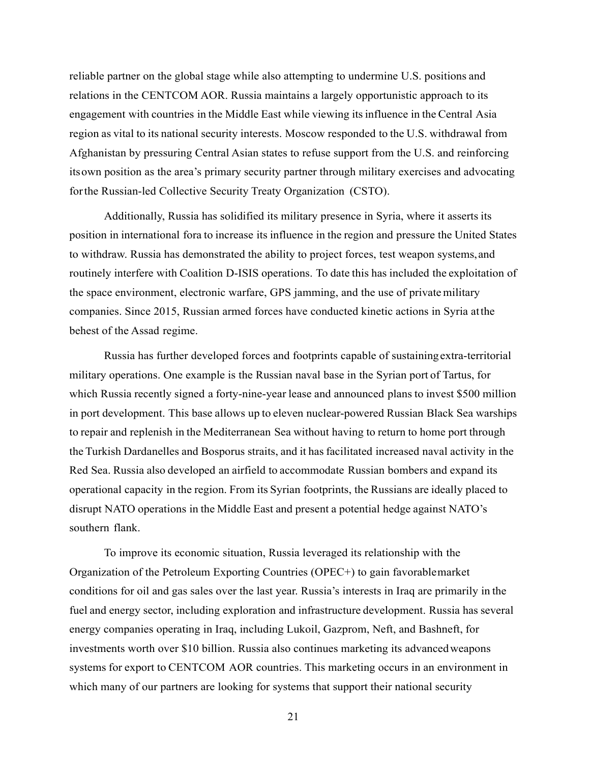reliable partner on the global stage while also attempting to undermine U.S. positions and relations in the CENTCOM AOR. Russia maintains a largely opportunistic approach to its engagement with countries in the Middle East while viewing its influence in the Central Asia region as vital to its national security interests. Moscow responded to the U.S. withdrawal from Afghanistan by pressuring Central Asian states to refuse support from the U.S. and reinforcing its own position as the area's primary security partner through military exercises and advocating for the Russian-led Collective Security Treaty Organization (CSTO).

Additionally, Russia has solidified its military presence in Syria, where it asserts its position in international fora to increase its influence in the region and pressure the United States to withdraw. Russia has demonstrated the ability to project forces, test weapon systems, and routinely interfere with Coalition D-ISIS operations. To date this has included the exploitation of the space environment, electronic warfare, GPS jamming, and the use of private military companies. Since 2015, Russian armed forces have conducted kinetic actions in Syria at the behest of the Assad regime.

Russia has further developed forces and footprints capable of sustaining extra-territorial military operations. One example is the Russian naval base in the Syrian port of Tartus, for which Russia recently signed a forty-nine-year lease and announced plans to invest $500 million in port development. This base allows up to eleven nuclear-powered Russian Black Sea warships to repair and replenish in the Mediterranean Sea without having to return to home port through the Turkish Dardanelles and Bosporus straits, and it has facilitated increased naval activity in the Red Sea. Russia also developed an airfield to accommodate Russian bombers and expand its operational capacity in the region. From its Syrian footprints, the Russians are ideally placed to disrupt NATO operations in the Middle East and present a potential hedge against NATO's southern flank.

To improve its economic situation, Russia leveraged its relationship with the Organization of the Petroleum Exporting Countries (OPEC+) to gain favorable market conditions for oil and gas sales over the last year. Russia's interests in Iraq are primarily in the fuel and energy sector, including exploration and infrastructure development. Russia has several energy companies operating in Iraq, including Lukoil, Gazprom, Neft, and Bashneft, for investments worth over $10 billion. Russia also continues marketing its advanced weapons systems for export to CENTCOM AOR countries. This marketing occurs in an environment in which many of our partners are looking for systems that support their national security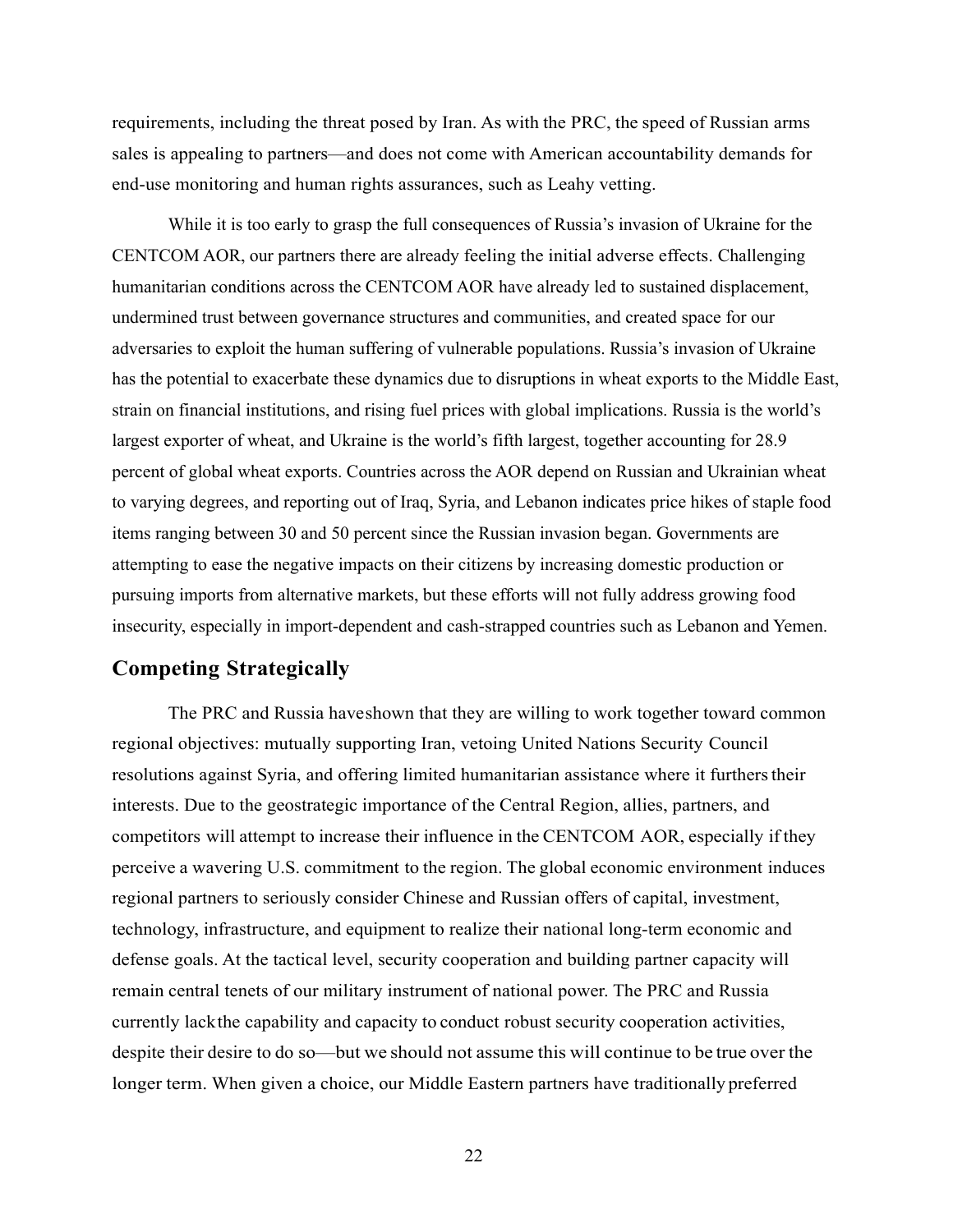requirements, including the threat posed by Iran. As with the PRC, the speed of Russian arms sales is appealing to partners—and does not come with American accountability demands for end-use monitoring and human rights assurances, such as Leahy vetting.

While it is too early to grasp the full consequences of Russia's invasion of Ukraine for the CENTCOM AOR, our partners there are already feeling the initial adverse effects. Challenging humanitarian conditions across the CENTCOM AOR have already led to sustained displacement, undermined trust between governance structures and communities, and created space for our adversaries to exploit the human suffering of vulnerable populations. Russia's invasion of Ukraine has the potential to exacerbate these dynamics due to disruptions in wheat exports to the Middle East, strain on financial institutions, and rising fuel prices with global implications. Russia is the world's largest exporter of wheat, and Ukraine is the world's fifth largest, together accounting for 28.9 percent of global wheat exports. Countries across the AOR depend on Russian and Ukrainian wheat to varying degrees, and reporting out of Iraq, Syria, and Lebanon indicates price hikes of staple food items ranging between 30 and 50 percent since the Russian invasion began. Governments are attempting to ease the negative impacts on their citizens by increasing domestic production or pursuing imports from alternative markets, but these efforts will not fully address growing food insecurity, especially in import-dependent and cash-strapped countries such as Lebanon and Yemen.

## Competing Strategically

The PRC and Russia haveshown that they are willing to work together toward common regional objectives: mutually supporting Iran, vetoing United Nations Security Council resolutions against Syria, and offering limited humanitarian assistance where it furthers their interests. Due to the geostrategic importance of the Central Region, allies, partners, and competitors will attempt to increase their influence in the CENTCOM AOR, especially if they perceive a wavering U.S. commitment to the region. The global economic environment induces regional partners to seriously consider Chinese and Russian offers of capital, investment, technology, infrastructure, and equipment to realize their national long-term economic and defense goals. At the tactical level, security cooperation and building partner capacity will remain central tenets of our military instrument of national power. The PRC and Russia currently lackthe capability and capacity to conduct robust security cooperation activities, despite their desire to do so—but we should not assume this will continue to be true over the longer term. When given a choice, our Middle Eastern partners have traditionally preferred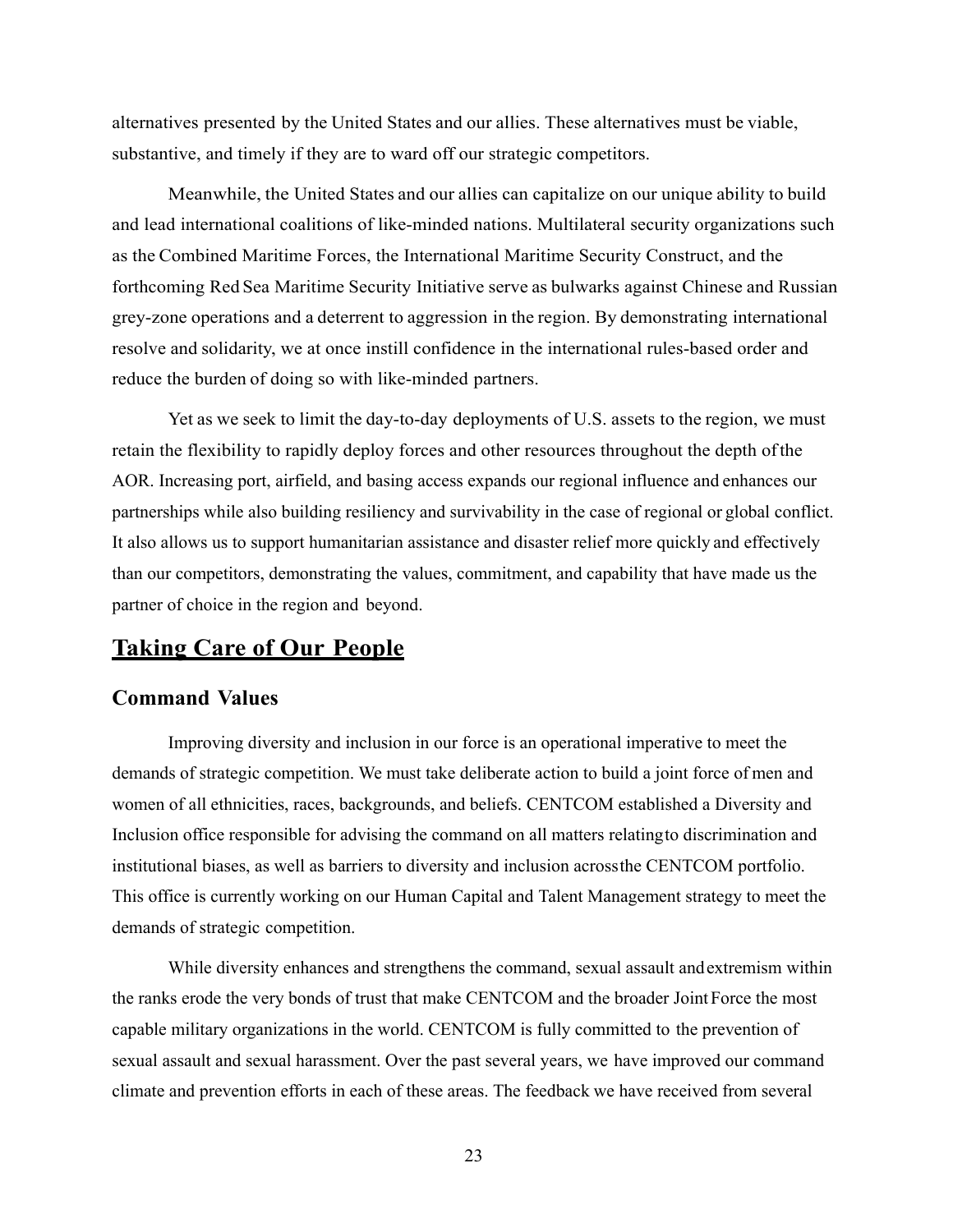alternatives presented by the United States and our allies. These alternatives must be viable, substantive, and timely if they are to ward off our strategic competitors.

Meanwhile, the United States and our allies can capitalize on our unique ability to build and lead international coalitions of like-minded nations. Multilateral security organizations such as the Combined Maritime Forces, the International Maritime Security Construct, and the forthcoming Red Sea Maritime Security Initiative serve as bulwarks against Chinese and Russian grey-zone operations and a deterrent to aggression in the region. By demonstrating international resolve and solidarity, we at once instill confidence in the international rules-based order and reduce the burden of doing so with like-minded partners.

Yet as we seek to limit the day-to-day deployments of U.S. assets to the region, we must retain the flexibility to rapidly deploy forces and other resources throughout the depth of the AOR. Increasing port, airfield, and basing access expands our regional influence and enhances our partnerships while also building resiliency and survivability in the case of regional or global conflict. It also allows us to support humanitarian assistance and disaster relief more quickly and effectively than our competitors, demonstrating the values, commitment, and capability that have made us the partner of choice in the region and beyond.

## Taking Care of Our People

### Command Values

Improving diversity and inclusion in our force is an operational imperative to meet the demands of strategic competition. We must take deliberate action to build a joint force of men and women of all ethnicities, races, backgrounds, and beliefs. CENTCOM established a Diversity and Inclusion office responsible for advising the command on all matters relating to discrimination and institutional biases, as well as barriers to diversity and inclusion across the CENTCOM portfolio. This office is currently working on our Human Capital and Talent Management strategy to meet the demands of strategic competition.

While diversity enhances and strengthens the command, sexual assault and extremism within the ranks erode the very bonds of trust that make CENTCOM and the broader Joint Force the most capable military organizations in the world. CENTCOM is fully committed to the prevention of sexual assault and sexual harassment. Over the past several years, we have improved our command climate and prevention efforts in each of these areas. The feedback we have received from several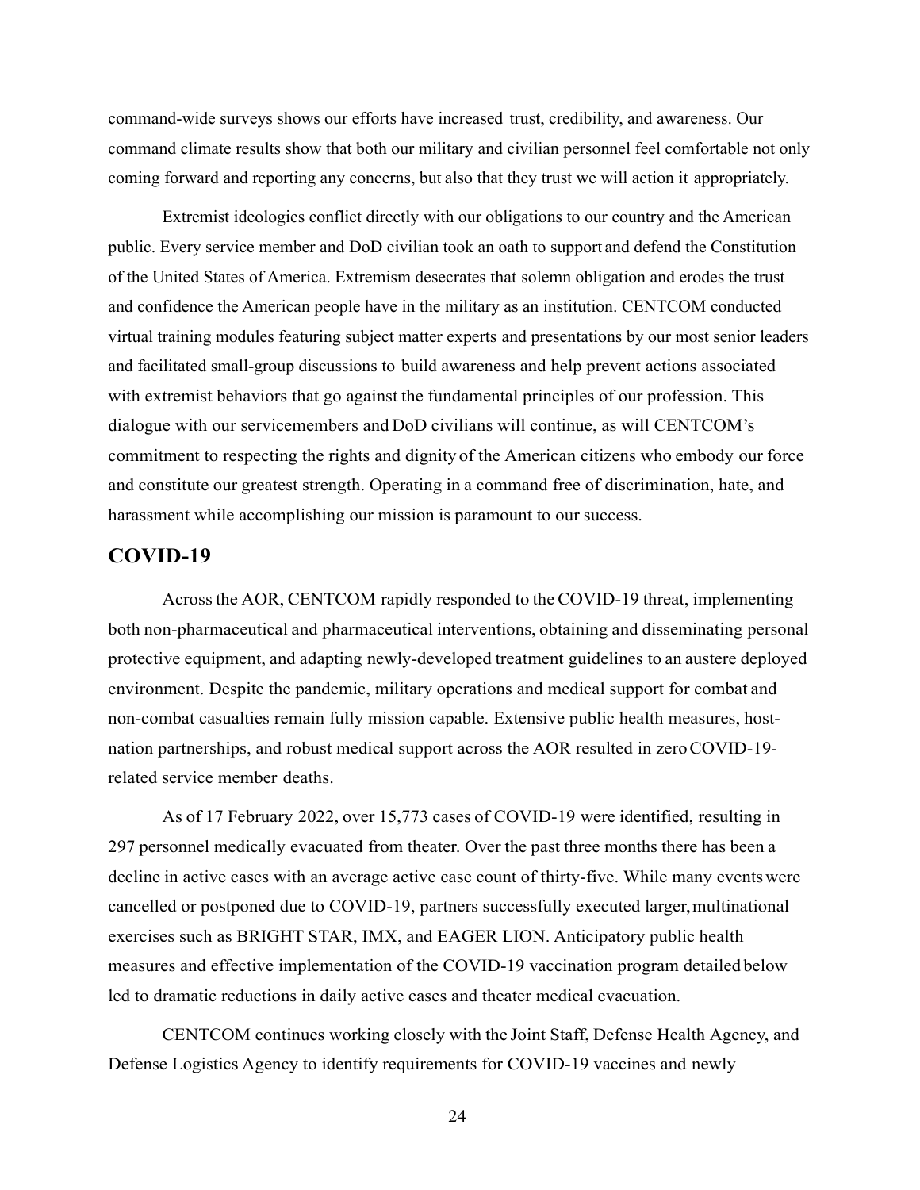command-wide surveys shows our efforts have increased trust, credibility, and awareness. Our command climate results show that both our military and civilian personnel feel comfortable not only coming forward and reporting any concerns, but also that they trust we will action it appropriately.

Extremist ideologies conflict directly with our obligations to our country and the American public. Every service member and DoD civilian took an oath to support and defend the Constitution of the United States of America. Extremism desecrates that solemn obligation and erodes the trust and confidence the American people have in the military as an institution. CENTCOM conducted virtual training modules featuring subject matter experts and presentations by our most senior leaders and facilitated small-group discussions to build awareness and help prevent actions associated with extremist behaviors that go against the fundamental principles of our profession. This dialogue with our servicemembers and DoD civilians will continue, as will CENTCOM's commitment to respecting the rights and dignity of the American citizens who embody our force and constitute our greatest strength. Operating in a command free of discrimination, hate, and harassment while accomplishing our mission is paramount to our success.

## COVID-19

Across the AOR, CENTCOM rapidly responded to the COVID-19 threat, implementing both non-pharmaceutical and pharmaceutical interventions, obtaining and disseminating personal protective equipment, and adapting newly-developed treatment guidelines to an austere deployed environment. Despite the pandemic, military operations and medical support for combat and non-combat casualties remain fully mission capable. Extensive public health measures, host-nation partnerships, and robust medical support across the AOR resulted in zero COVID-19-related service member deaths.

As of 17 February 2022, over 15,773 cases of COVID-19 were identified, resulting in 297 personnel medically evacuated from theater. Over the past three months there has been a decline in active cases with an average active case count of thirty-five. While many events were cancelled or postponed due to COVID-19, partners successfully executed larger, multinational exercises such as BRIGHT STAR, IMX, and EAGER LION. Anticipatory public health measures and effective implementation of the COVID-19 vaccination program detailed below led to dramatic reductions in daily active cases and theater medical evacuation.

CENTCOM continues working closely with the Joint Staff, Defense Health Agency, and Defense Logistics Agency to identify requirements for COVID-19 vaccines and newly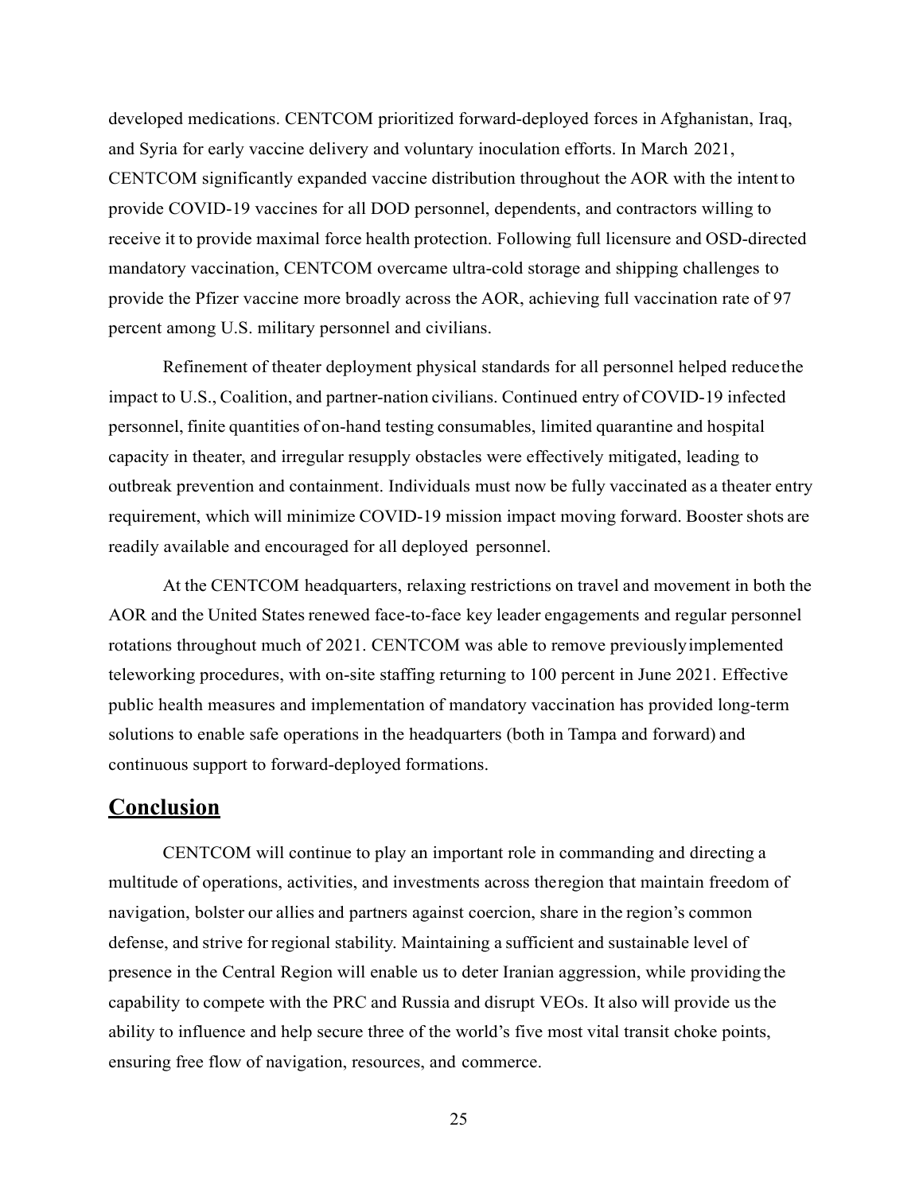developed medications. CENTCOM prioritized forward-deployed forces in Afghanistan, Iraq, and Syria for early vaccine delivery and voluntary inoculation efforts. In March 2021, CENTCOM significantly expanded vaccine distribution throughout the AOR with the intent to provide COVID-19 vaccines for all DOD personnel, dependents, and contractors willing to receive it to provide maximal force health protection. Following full licensure and OSD-directed mandatory vaccination, CENTCOM overcame ultra-cold storage and shipping challenges to provide the Pfizer vaccine more broadly across the AOR, achieving full vaccination rate of 97 percent among U.S. military personnel and civilians.

Refinement of theater deployment physical standards for all personnel helped reduce the impact to U.S., Coalition, and partner-nation civilians. Continued entry of COVID-19 infected personnel, finite quantities of on-hand testing consumables, limited quarantine and hospital capacity in theater, and irregular resupply obstacles were effectively mitigated, leading to outbreak prevention and containment. Individuals must now be fully vaccinated as a theater entry requirement, which will minimize COVID-19 mission impact moving forward. Booster shots are readily available and encouraged for all deployed personnel.

At the CENTCOM headquarters, relaxing restrictions on travel and movement in both the AOR and the United States renewed face-to-face key leader engagements and regular personnel rotations throughout much of 2021. CENTCOM was able to remove previously implemented teleworking procedures, with on-site staffing returning to 100 percent in June 2021. Effective public health measures and implementation of mandatory vaccination has provided long-term solutions to enable safe operations in the headquarters (both in Tampa and forward) and continuous support to forward-deployed formations.

## Conclusion

CENTCOM will continue to play an important role in commanding and directing a multitude of operations, activities, and investments across the region that maintain freedom of navigation, bolster our allies and partners against coercion, share in the region's common defense, and strive for regional stability. Maintaining a sufficient and sustainable level of presence in the Central Region will enable us to deter Iranian aggression, while providing the capability to compete with the PRC and Russia and disrupt VEOs. It also will provide us the ability to influence and help secure three of the world's five most vital transit choke points, ensuring free flow of navigation, resources, and commerce.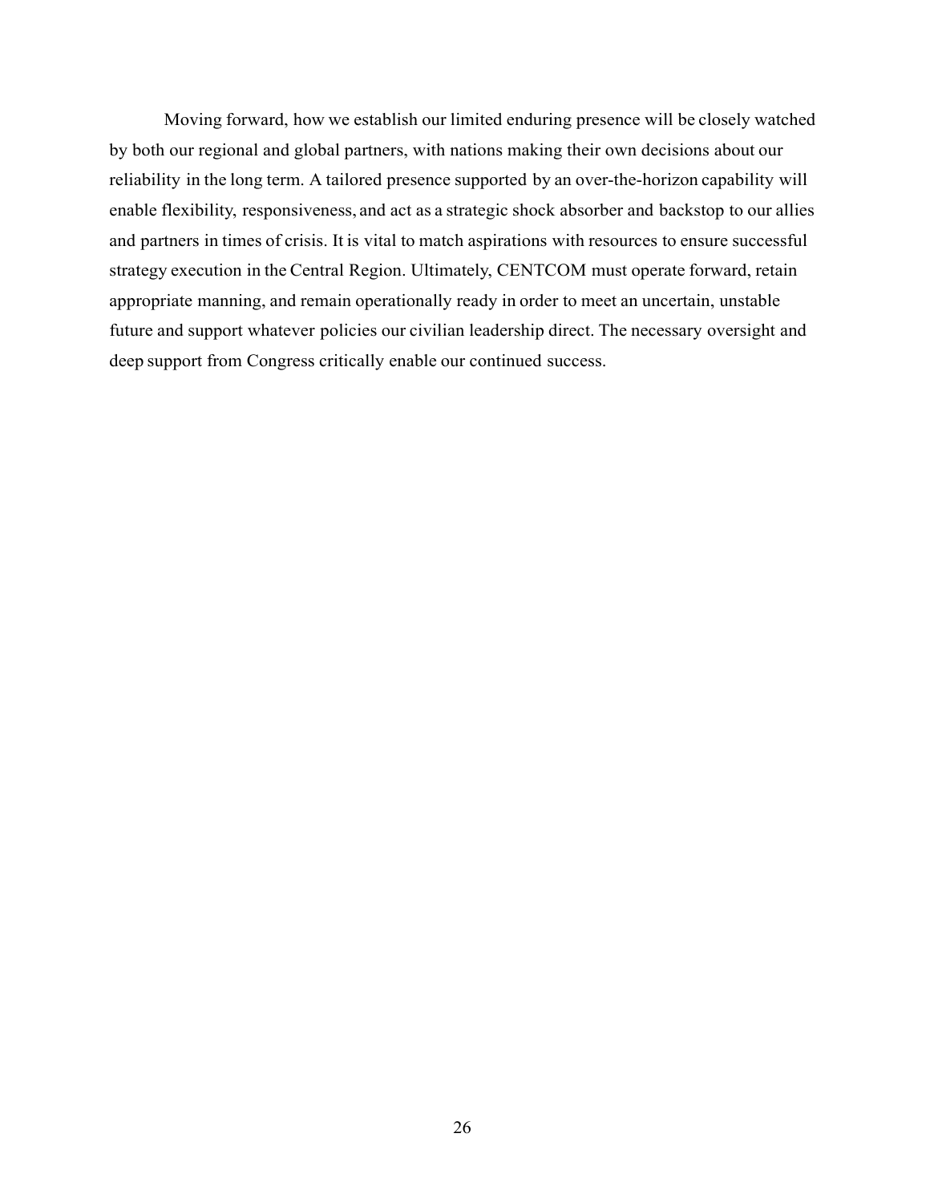Moving forward, how we establish our limited enduring presence will be closely watched by both our regional and global partners, with nations making their own decisions about our reliability in the long term. A tailored presence supported by an over-the-horizon capability will enable flexibility, responsiveness, and act as a strategic shock absorber and backstop to our allies and partners in times of crisis. It is vital to match aspirations with resources to ensure successful strategy execution in the Central Region. Ultimately, CENTCOM must operate forward, retain appropriate manning, and remain operationally ready in order to meet an uncertain, unstable future and support whatever policies our civilian leadership direct. The necessary oversight and deep support from Congress critically enable our continued success.